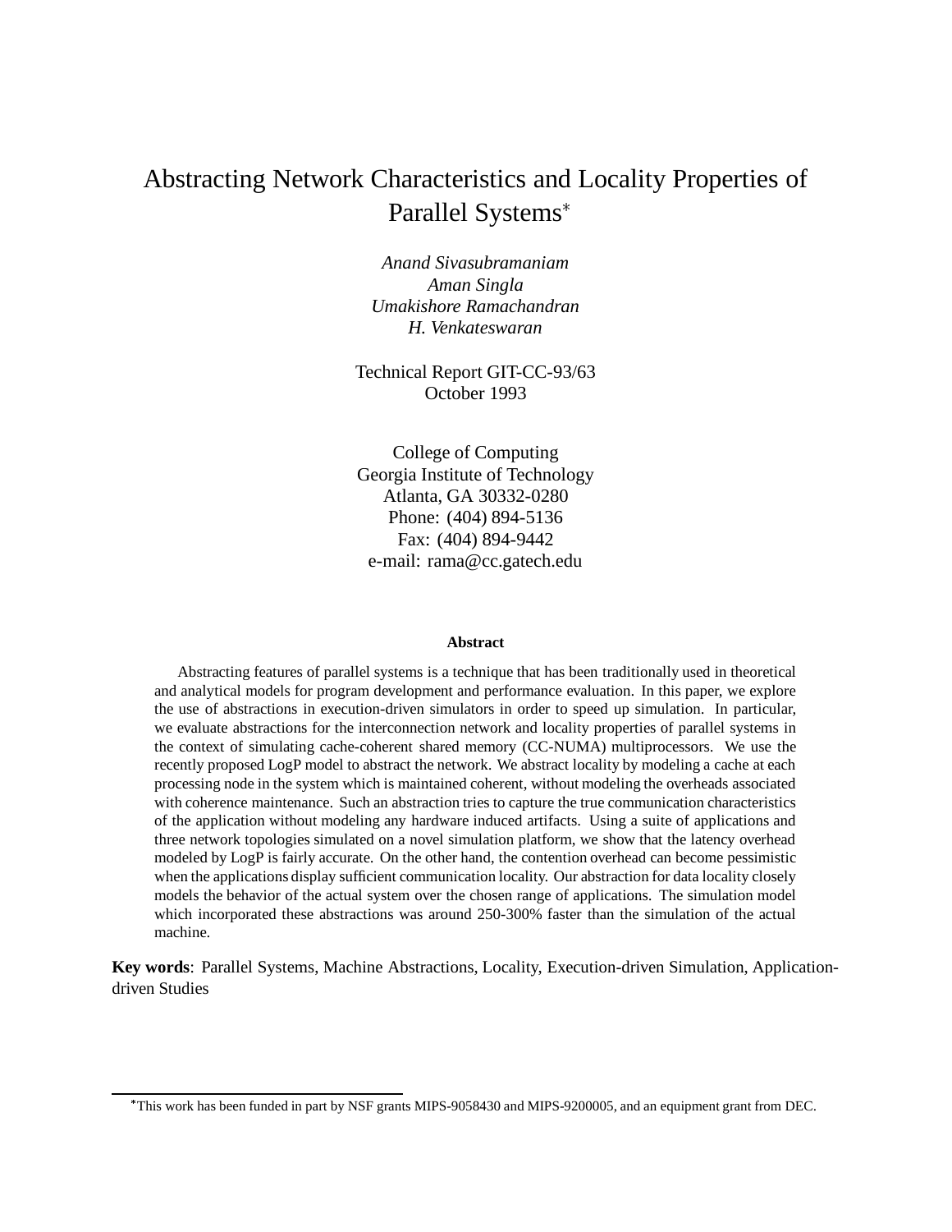# Abstracting Network Characteristics and Locality Properties of Parallel Systems*

*Anand Sivasubramaniam*
*Aman Singla*
*Umakishore Ramachandran*
*H. Venkateswaran*

Technical Report GIT-CC-93/63
October 1993

College of Computing
Georgia Institute of Technology
Atlanta, GA 30332-0280
Phone: (404) 894-5136
Fax: (404) 894-9442
e-mail: rama@cc.gatech.edu

**Abstract**

Abstracting features of parallel systems is a technique that has been traditionally used in theoretical and analytical models for program development and performance evaluation. In this paper, we explore the use of abstractions in execution-driven simulators in order to speed up simulation. In particular, we evaluate abstractions for the interconnection network and locality properties of parallel systems in the context of simulating cache-coherent shared memory (CC-NUMA) multiprocessors. We use the recently proposed LogP model to abstract the network. We abstract locality by modeling a cache at each processing node in the system which is maintained coherent, without modeling the overheads associated with coherence maintenance. Such an abstraction tries to capture the true communication characteristics of the application without modeling any hardware induced artifacts. Using a suite of applications and three network topologies simulated on a novel simulation platform, we show that the latency overhead modeled by LogP is fairly accurate. On the other hand, the contention overhead can become pessimistic when the applications display sufficient communication locality. Our abstraction for data locality closely models the behavior of the actual system over the chosen range of applications. The simulation model which incorporated these abstractions was around 250-300% faster than the simulation of the actual machine.

**Key words**: Parallel Systems, Machine Abstractions, Locality, Execution-driven Simulation, Application-driven Studies

*This work has been funded in part by NSF grants MIPS-9058430 and MIPS-9200005, and an equipment grant from DEC.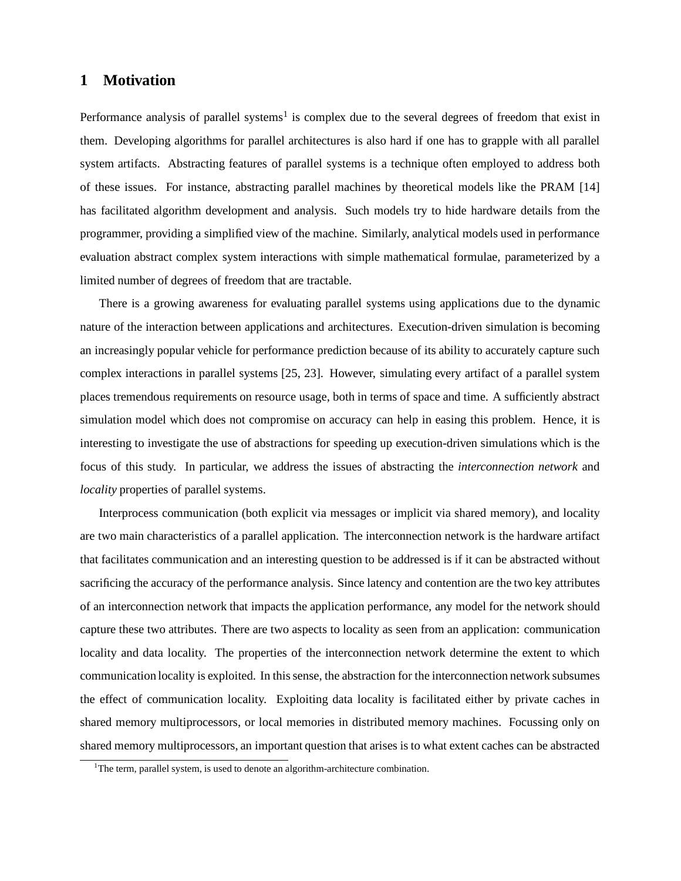# 1 Motivation

Performance analysis of parallel systems[1] is complex due to the several degrees of freedom that exist in them. Developing algorithms for parallel architectures is also hard if one has to grapple with all parallel system artifacts. Abstracting features of parallel systems is a technique often employed to address both of these issues. For instance, abstracting parallel machines by theoretical models like the PRAM [14] has facilitated algorithm development and analysis. Such models try to hide hardware details from the programmer, providing a simplified view of the machine. Similarly, analytical models used in performance evaluation abstract complex system interactions with simple mathematical formulae, parameterized by a limited number of degrees of freedom that are tractable.

There is a growing awareness for evaluating parallel systems using applications due to the dynamic nature of the interaction between applications and architectures. Execution-driven simulation is becoming an increasingly popular vehicle for performance prediction because of its ability to accurately capture such complex interactions in parallel systems [25, 23]. However, simulating every artifact of a parallel system places tremendous requirements on resource usage, both in terms of space and time. A sufficiently abstract simulation model which does not compromise on accuracy can help in easing this problem. Hence, it is interesting to investigate the use of abstractions for speeding up execution-driven simulations which is the focus of this study. In particular, we address the issues of abstracting the *interconnection network* and *locality* properties of parallel systems.

Interprocess communication (both explicit via messages or implicit via shared memory), and locality are two main characteristics of a parallel application. The interconnection network is the hardware artifact that facilitates communication and an interesting question to be addressed is if it can be abstracted without sacrificing the accuracy of the performance analysis. Since latency and contention are the two key attributes of an interconnection network that impacts the application performance, any model for the network should capture these two attributes. There are two aspects to locality as seen from an application: communication locality and data locality. The properties of the interconnection network determine the extent to which communication locality is exploited. In this sense, the abstraction for the interconnection network subsumes the effect of communication locality. Exploiting data locality is facilitated either by private caches in shared memory multiprocessors, or local memories in distributed memory machines. Focussing only on shared memory multiprocessors, an important question that arises is to what extent caches can be abstracted

[1] The term, parallel system, is used to denote an algorithm-architecture combination.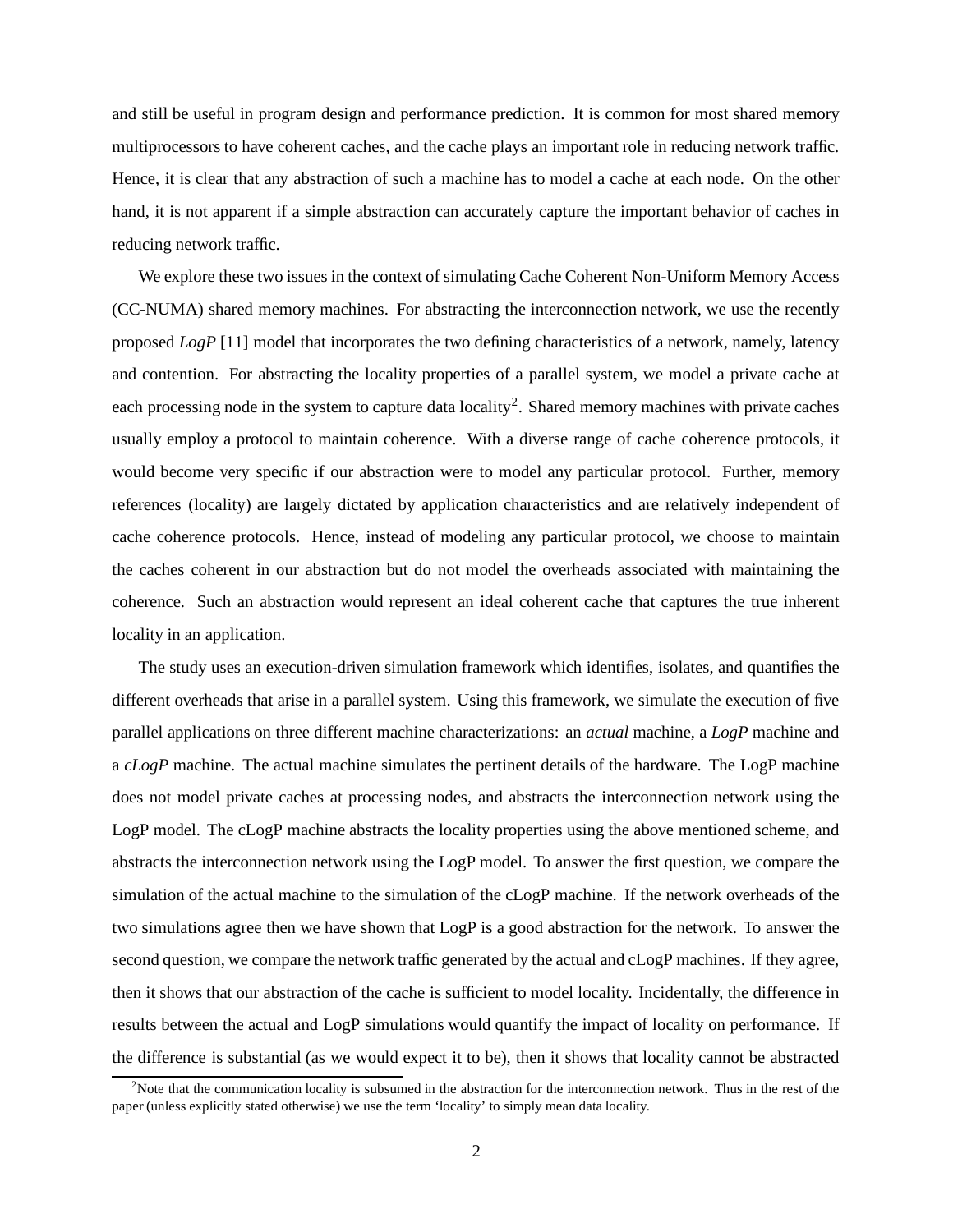and still be useful in program design and performance prediction. It is common for most shared memory multiprocessors to have coherent caches, and the cache plays an important role in reducing network traffic. Hence, it is clear that any abstraction of such a machine has to model a cache at each node. On the other hand, it is not apparent if a simple abstraction can accurately capture the important behavior of caches in reducing network traffic.

We explore these two issues in the context of simulating Cache Coherent Non-Uniform Memory Access (CC-NUMA) shared memory machines. For abstracting the interconnection network, we use the recently proposed *LogP* [11] model that incorporates the two defining characteristics of a network, namely, latency and contention. For abstracting the locality properties of a parallel system, we model a private cache at each processing node in the system to capture data locality[2]. Shared memory machines with private caches usually employ a protocol to maintain coherence. With a diverse range of cache coherence protocols, it would become very specific if our abstraction were to model any particular protocol. Further, memory references (locality) are largely dictated by application characteristics and are relatively independent of cache coherence protocols. Hence, instead of modeling any particular protocol, we choose to maintain the caches coherent in our abstraction but do not model the overheads associated with maintaining the coherence. Such an abstraction would represent an ideal coherent cache that captures the true inherent locality in an application.

The study uses an execution-driven simulation framework which identifies, isolates, and quantifies the different overheads that arise in a parallel system. Using this framework, we simulate the execution of five parallel applications on three different machine characterizations: an *actual* machine, a *LogP* machine and a *cLogP* machine. The actual machine simulates the pertinent details of the hardware. The LogP machine does not model private caches at processing nodes, and abstracts the interconnection network using the LogP model. The cLogP machine abstracts the locality properties using the above mentioned scheme, and abstracts the interconnection network using the LogP model. To answer the first question, we compare the simulation of the actual machine to the simulation of the cLogP machine. If the network overheads of the two simulations agree then we have shown that LogP is a good abstraction for the network. To answer the second question, we compare the network traffic generated by the actual and cLogP machines. If they agree, then it shows that our abstraction of the cache is sufficient to model locality. Incidentally, the difference in results between the actual and LogP simulations would quantify the impact of locality on performance. If the difference is substantial (as we would expect it to be), then it shows that locality cannot be abstracted

[2] Note that the communication locality is subsumed in the abstraction for the interconnection network. Thus in the rest of the paper (unless explicitly stated otherwise) we use the term 'locality' to simply mean data locality.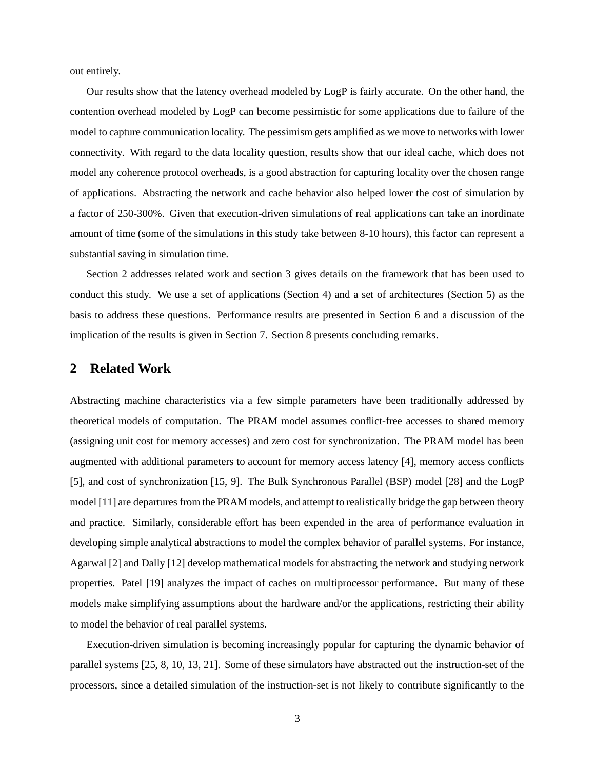out entirely.

Our results show that the latency overhead modeled by LogP is fairly accurate. On the other hand, the contention overhead modeled by LogP can become pessimistic for some applications due to failure of the model to capture communication locality. The pessimism gets amplified as we move to networks with lower connectivity. With regard to the data locality question, results show that our ideal cache, which does not model any coherence protocol overheads, is a good abstraction for capturing locality over the chosen range of applications. Abstracting the network and cache behavior also helped lower the cost of simulation by a factor of 250-300%. Given that execution-driven simulations of real applications can take an inordinate amount of time (some of the simulations in this study take between 8-10 hours), this factor can represent a substantial saving in simulation time.

Section 2 addresses related work and section 3 gives details on the framework that has been used to conduct this study. We use a set of applications (Section 4) and a set of architectures (Section 5) as the basis to address these questions. Performance results are presented in Section 6 and a discussion of the implication of the results is given in Section 7. Section 8 presents concluding remarks.

## 2 Related Work

Abstracting machine characteristics via a few simple parameters have been traditionally addressed by theoretical models of computation. The PRAM model assumes conflict-free accesses to shared memory (assigning unit cost for memory accesses) and zero cost for synchronization. The PRAM model has been augmented with additional parameters to account for memory access latency [4], memory access conflicts [5], and cost of synchronization [15, 9]. The Bulk Synchronous Parallel (BSP) model [28] and the LogP model [11] are departures from the PRAM models, and attempt to realistically bridge the gap between theory and practice. Similarly, considerable effort has been expended in the area of performance evaluation in developing simple analytical abstractions to model the complex behavior of parallel systems. For instance, Agarwal [2] and Dally [12] develop mathematical models for abstracting the network and studying network properties. Patel [19] analyzes the impact of caches on multiprocessor performance. But many of these models make simplifying assumptions about the hardware and/or the applications, restricting their ability to model the behavior of real parallel systems.

Execution-driven simulation is becoming increasingly popular for capturing the dynamic behavior of parallel systems [25, 8, 10, 13, 21]. Some of these simulators have abstracted out the instruction-set of the processors, since a detailed simulation of the instruction-set is not likely to contribute significantly to the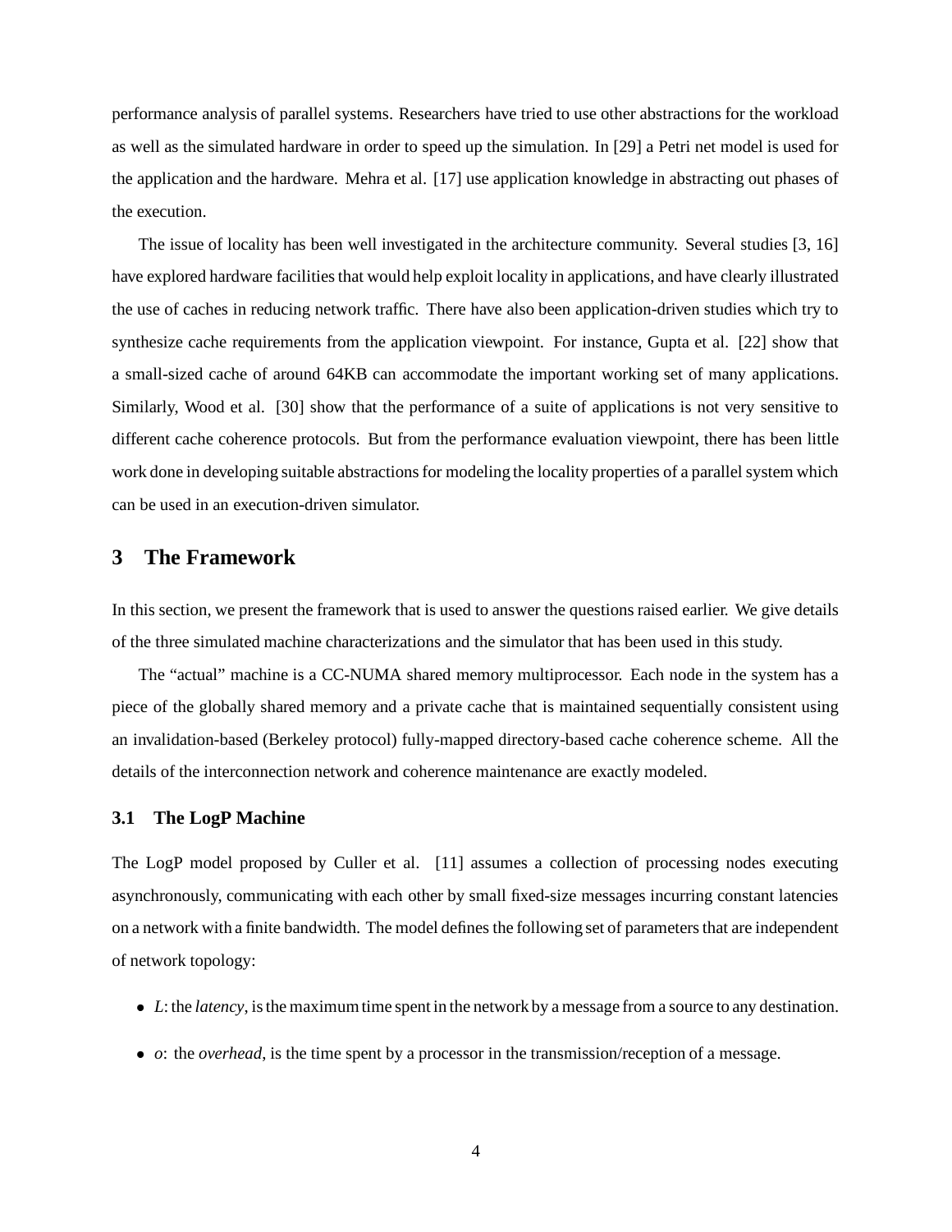performance analysis of parallel systems. Researchers have tried to use other abstractions for the workload as well as the simulated hardware in order to speed up the simulation. In [29] a Petri net model is used for the application and the hardware. Mehra et al. [17] use application knowledge in abstracting out phases of the execution.

The issue of locality has been well investigated in the architecture community. Several studies [3, 16] have explored hardware facilities that would help exploit locality in applications, and have clearly illustrated the use of caches in reducing network traffic. There have also been application-driven studies which try to synthesize cache requirements from the application viewpoint. For instance, Gupta et al. [22] show that a small-sized cache of around 64KB can accommodate the important working set of many applications. Similarly, Wood et al. [30] show that the performance of a suite of applications is not very sensitive to different cache coherence protocols. But from the performance evaluation viewpoint, there has been little work done in developing suitable abstractions for modeling the locality properties of a parallel system which can be used in an execution-driven simulator.

## 3 The Framework

In this section, we present the framework that is used to answer the questions raised earlier. We give details of the three simulated machine characterizations and the simulator that has been used in this study.

The "actual" machine is a CC-NUMA shared memory multiprocessor. Each node in the system has a piece of the globally shared memory and a private cache that is maintained sequentially consistent using an invalidation-based (Berkeley protocol) fully-mapped directory-based cache coherence scheme. All the details of the interconnection network and coherence maintenance are exactly modeled.

### 3.1 The LogP Machine

The LogP model proposed by Culler et al. [11] assumes a collection of processing nodes executing asynchronously, communicating with each other by small fixed-size messages incurring constant latencies on a network with a finite bandwidth. The model defines the following set of parameters that are independent of network topology:

- $L$: the *latency*, is the maximum time spent in the network by a message from a source to any destination.
- $o$: the *overhead*, is the time spent by a processor in the transmission/reception of a message.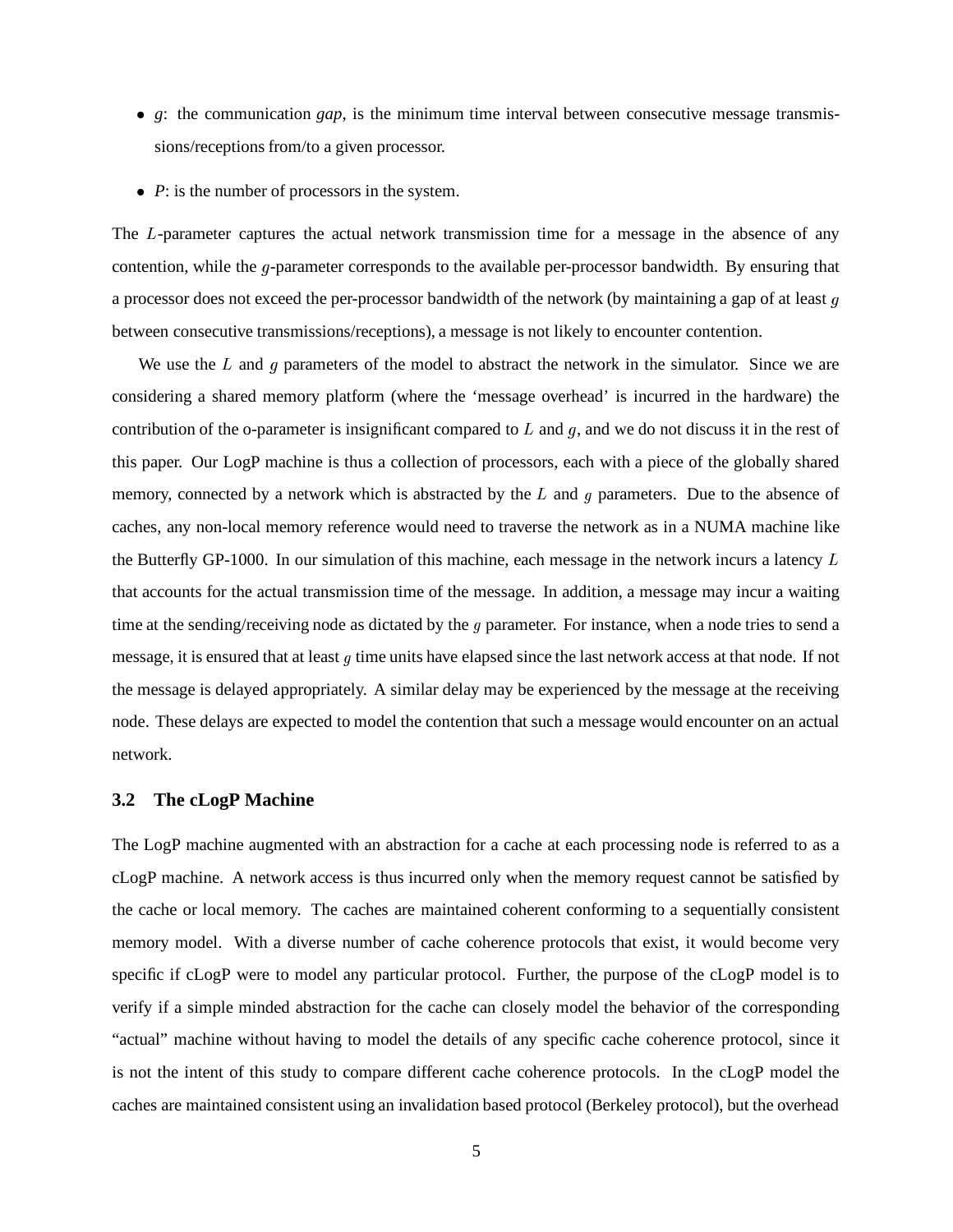- *g*: the communication *gap*, is the minimum time interval between consecutive message transmissions/receptions from/to a given processor.
- *P*: is the number of processors in the system.

The $L$-parameter captures the actual network transmission time for a message in the absence of any contention, while the $g$-parameter corresponds to the available per-processor bandwidth. By ensuring that a processor does not exceed the per-processor bandwidth of the network (by maintaining a gap of at least $g$ between consecutive transmissions/receptions), a message is not likely to encounter contention.

We use the $L$ and $g$ parameters of the model to abstract the network in the simulator. Since we are considering a shared memory platform (where the 'message overhead' is incurred in the hardware) the contribution of the o-parameter is insignificant compared to $L$ and $g$, and we do not discuss it in the rest of this paper. Our LogP machine is thus a collection of processors, each with a piece of the globally shared memory, connected by a network which is abstracted by the $L$ and $g$ parameters. Due to the absence of caches, any non-local memory reference would need to traverse the network as in a NUMA machine like the Butterfly GP-1000. In our simulation of this machine, each message in the network incurs a latency $L$ that accounts for the actual transmission time of the message. In addition, a message may incur a waiting time at the sending/receiving node as dictated by the $g$ parameter. For instance, when a node tries to send a message, it is ensured that at least $g$ time units have elapsed since the last network access at that node. If not the message is delayed appropriately. A similar delay may be experienced by the message at the receiving node. These delays are expected to model the contention that such a message would encounter on an actual network.

### 3.2 The cLogP Machine

The LogP machine augmented with an abstraction for a cache at each processing node is referred to as a cLogP machine. A network access is thus incurred only when the memory request cannot be satisfied by the cache or local memory. The caches are maintained coherent conforming to a sequentially consistent memory model. With a diverse number of cache coherence protocols that exist, it would become very specific if cLogP were to model any particular protocol. Further, the purpose of the cLogP model is to verify if a simple minded abstraction for the cache can closely model the behavior of the corresponding "actual" machine without having to model the details of any specific cache coherence protocol, since it is not the intent of this study to compare different cache coherence protocols. In the cLogP model the caches are maintained consistent using an invalidation based protocol (Berkeley protocol), but the overhead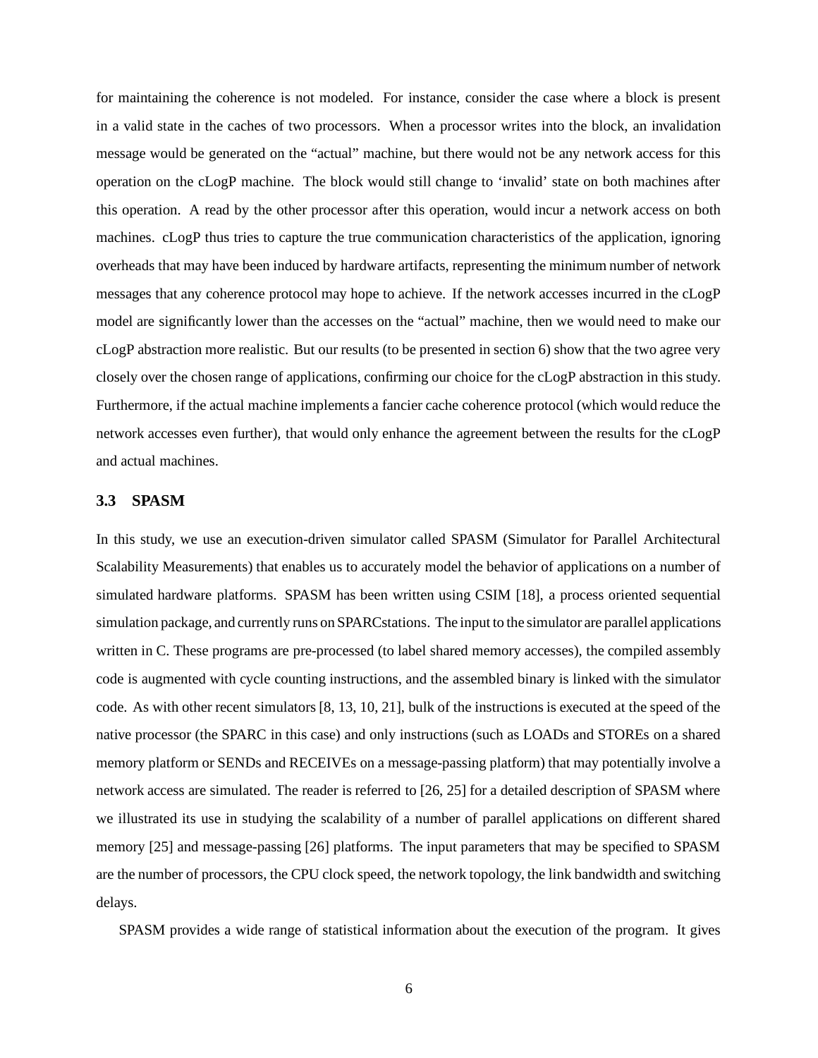for maintaining the coherence is not modeled. For instance, consider the case where a block is present in a valid state in the caches of two processors. When a processor writes into the block, an invalidation message would be generated on the "actual" machine, but there would not be any network access for this operation on the cLogP machine. The block would still change to 'invalid' state on both machines after this operation. A read by the other processor after this operation, would incur a network access on both machines. cLogP thus tries to capture the true communication characteristics of the application, ignoring overheads that may have been induced by hardware artifacts, representing the minimum number of network messages that any coherence protocol may hope to achieve. If the network accesses incurred in the cLogP model are significantly lower than the accesses on the "actual" machine, then we would need to make our cLogP abstraction more realistic. But our results (to be presented in section 6) show that the two agree very closely over the chosen range of applications, confirming our choice for the cLogP abstraction in this study. Furthermore, if the actual machine implements a fancier cache coherence protocol (which would reduce the network accesses even further), that would only enhance the agreement between the results for the cLogP and actual machines.

### 3.3 SPASM

In this study, we use an execution-driven simulator called SPASM (Simulator for Parallel Architectural Scalability Measurements) that enables us to accurately model the behavior of applications on a number of simulated hardware platforms. SPASM has been written using CSIM [18], a process oriented sequential simulation package, and currently runs on SPARCstations. The input to the simulator are parallel applications written in C. These programs are pre-processed (to label shared memory accesses), the compiled assembly code is augmented with cycle counting instructions, and the assembled binary is linked with the simulator code. As with other recent simulators [8, 13, 10, 21], bulk of the instructions is executed at the speed of the native processor (the SPARC in this case) and only instructions (such as LOADs and STOREs on a shared memory platform or SENDs and RECEIVEs on a message-passing platform) that may potentially involve a network access are simulated. The reader is referred to [26, 25] for a detailed description of SPASM where we illustrated its use in studying the scalability of a number of parallel applications on different shared memory [25] and message-passing [26] platforms. The input parameters that may be specified to SPASM are the number of processors, the CPU clock speed, the network topology, the link bandwidth and switching delays.

SPASM provides a wide range of statistical information about the execution of the program. It gives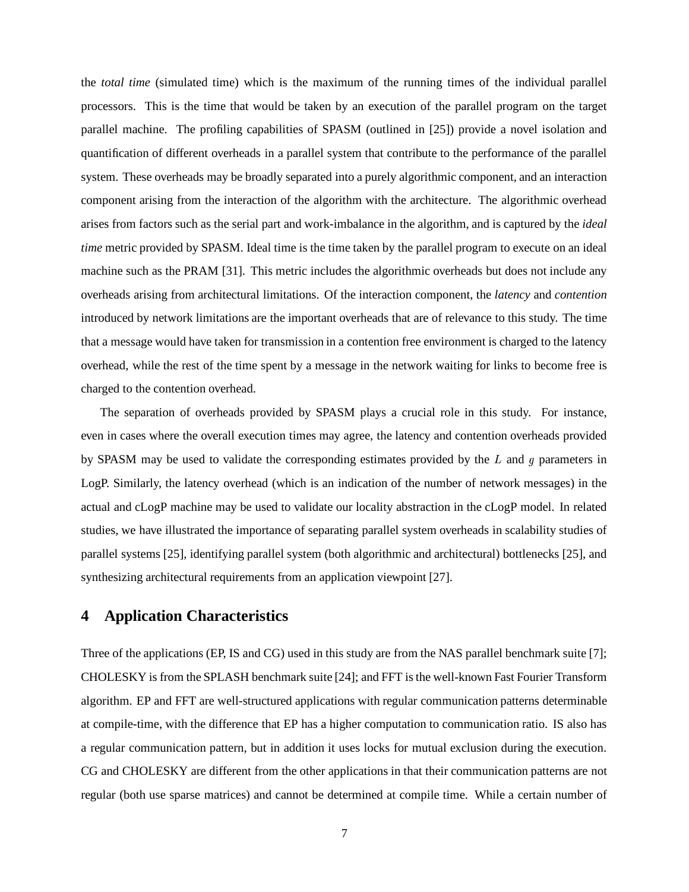the *total time* (simulated time) which is the maximum of the running times of the individual parallel processors. This is the time that would be taken by an execution of the parallel program on the target parallel machine. The profiling capabilities of SPASM (outlined in [25]) provide a novel isolation and quantification of different overheads in a parallel system that contribute to the performance of the parallel system. These overheads may be broadly separated into a purely algorithmic component, and an interaction component arising from the interaction of the algorithm with the architecture. The algorithmic overhead arises from factors such as the serial part and work-imbalance in the algorithm, and is captured by the *ideal time* metric provided by SPASM. Ideal time is the time taken by the parallel program to execute on an ideal machine such as the PRAM [31]. This metric includes the algorithmic overheads but does not include any overheads arising from architectural limitations. Of the interaction component, the *latency* and *contention* introduced by network limitations are the important overheads that are of relevance to this study. The time that a message would have taken for transmission in a contention free environment is charged to the latency overhead, while the rest of the time spent by a message in the network waiting for links to become free is charged to the contention overhead.

The separation of overheads provided by SPASM plays a crucial role in this study. For instance, even in cases where the overall execution times may agree, the latency and contention overheads provided by SPASM may be used to validate the corresponding estimates provided by the $L$ and $g$ parameters in LogP. Similarly, the latency overhead (which is an indication of the number of network messages) in the actual and cLogP machine may be used to validate our locality abstraction in the cLogP model. In related studies, we have illustrated the importance of separating parallel system overheads in scalability studies of parallel systems [25], identifying parallel system (both algorithmic and architectural) bottlenecks [25], and synthesizing architectural requirements from an application viewpoint [27].

## 4 Application Characteristics

Three of the applications (EP, IS and CG) used in this study are from the NAS parallel benchmark suite [7]; CHOLESKY is from the SPLASH benchmark suite [24]; and FFT is the well-known Fast Fourier Transform algorithm. EP and FFT are well-structured applications with regular communication patterns determinable at compile-time, with the difference that EP has a higher computation to communication ratio. IS also has a regular communication pattern, but in addition it uses locks for mutual exclusion during the execution. CG and CHOLESKY are different from the other applications in that their communication patterns are not regular (both use sparse matrices) and cannot be determined at compile time. While a certain number of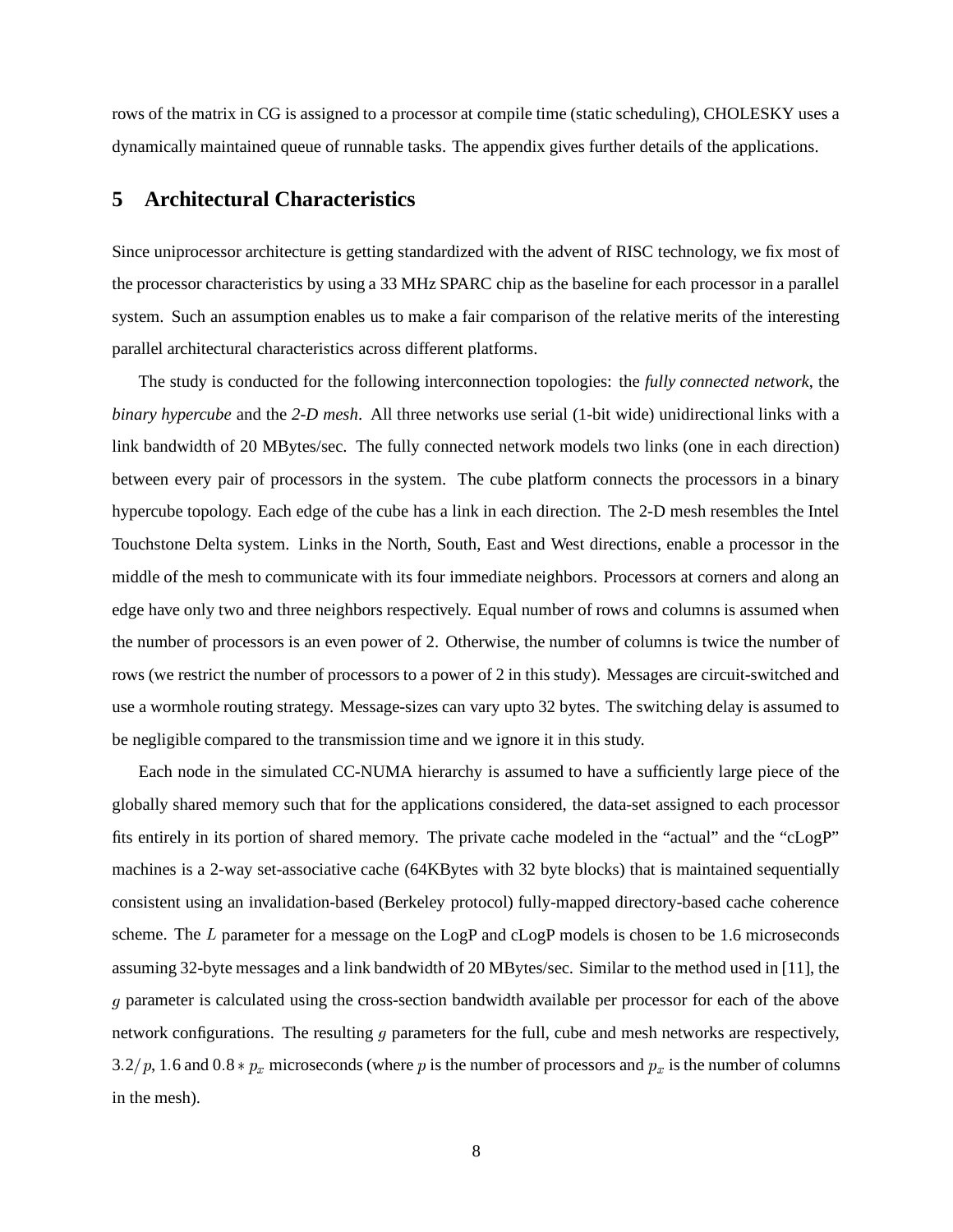rows of the matrix in CG is assigned to a processor at compile time (static scheduling), CHOLESKY uses a dynamically maintained queue of runnable tasks. The appendix gives further details of the applications.

## 5 Architectural Characteristics

Since uniprocessor architecture is getting standardized with the advent of RISC technology, we fix most of the processor characteristics by using a 33 MHz SPARC chip as the baseline for each processor in a parallel system. Such an assumption enables us to make a fair comparison of the relative merits of the interesting parallel architectural characteristics across different platforms.

The study is conducted for the following interconnection topologies: the *fully connected network*, the *binary hypercube* and the *2-D mesh*. All three networks use serial (1-bit wide) unidirectional links with a link bandwidth of 20 MBytes/sec. The fully connected network models two links (one in each direction) between every pair of processors in the system. The cube platform connects the processors in a binary hypercube topology. Each edge of the cube has a link in each direction. The 2-D mesh resembles the Intel Touchstone Delta system. Links in the North, South, East and West directions, enable a processor in the middle of the mesh to communicate with its four immediate neighbors. Processors at corners and along an edge have only two and three neighbors respectively. Equal number of rows and columns is assumed when the number of processors is an even power of 2. Otherwise, the number of columns is twice the number of rows (we restrict the number of processors to a power of 2 in this study). Messages are circuit-switched and use a wormhole routing strategy. Message-sizes can vary upto 32 bytes. The switching delay is assumed to be negligible compared to the transmission time and we ignore it in this study.

Each node in the simulated CC-NUMA hierarchy is assumed to have a sufficiently large piece of the globally shared memory such that for the applications considered, the data-set assigned to each processor fits entirely in its portion of shared memory. The private cache modeled in the "actual" and the "cLogP" machines is a 2-way set-associative cache (64KBytes with 32 byte blocks) that is maintained sequentially consistent using an invalidation-based (Berkeley protocol) fully-mapped directory-based cache coherence scheme. The $L$ parameter for a message on the LogP and cLogP models is chosen to be 1.6 microseconds assuming 32-byte messages and a link bandwidth of 20 MBytes/sec. Similar to the method used in [11], the $g$ parameter is calculated using the cross-section bandwidth available per processor for each of the above network configurations. The resulting $g$ parameters for the full, cube and mesh networks are respectively, $3.2/p$, 1.6 and $0.8 * p_x$ microseconds (where $p$ is the number of processors and $p_x$ is the number of columns in the mesh).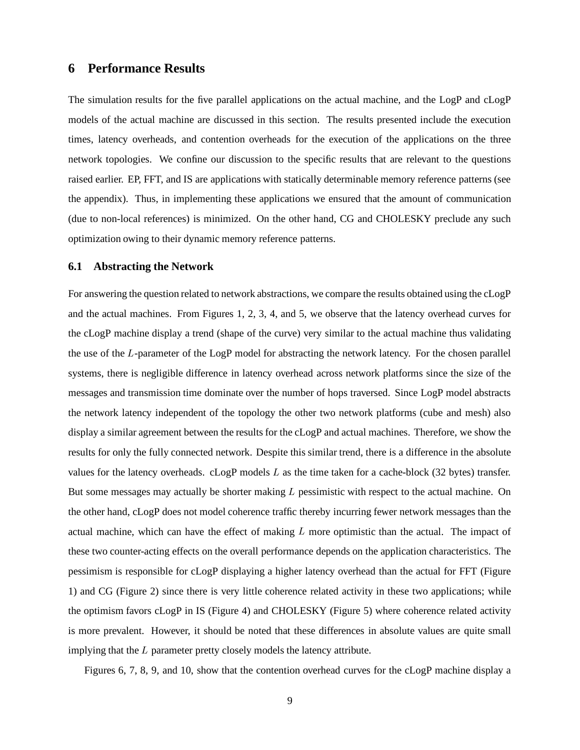# 6 Performance Results

The simulation results for the five parallel applications on the actual machine, and the LogP and cLogP models of the actual machine are discussed in this section. The results presented include the execution times, latency overheads, and contention overheads for the execution of the applications on the three network topologies. We confine our discussion to the specific results that are relevant to the questions raised earlier. EP, FFT, and IS are applications with statically determinable memory reference patterns (see the appendix). Thus, in implementing these applications we ensured that the amount of communication (due to non-local references) is minimized. On the other hand, CG and CHOLESKY preclude any such optimization owing to their dynamic memory reference patterns.

## 6.1 Abstracting the Network

For answering the question related to network abstractions, we compare the results obtained using the cLogP and the actual machines. From Figures 1, 2, 3, 4, and 5, we observe that the latency overhead curves for the cLogP machine display a trend (shape of the curve) very similar to the actual machine thus validating the use of the $L$-parameter of the LogP model for abstracting the network latency. For the chosen parallel systems, there is negligible difference in latency overhead across network platforms since the size of the messages and transmission time dominate over the number of hops traversed. Since LogP model abstracts the network latency independent of the topology the other two network platforms (cube and mesh) also display a similar agreement between the results for the cLogP and actual machines. Therefore, we show the results for only the fully connected network. Despite this similar trend, there is a difference in the absolute values for the latency overheads. cLogP models $L$ as the time taken for a cache-block (32 bytes) transfer. But some messages may actually be shorter making $L$ pessimistic with respect to the actual machine. On the other hand, cLogP does not model coherence traffic thereby incurring fewer network messages than the actual machine, which can have the effect of making $L$ more optimistic than the actual. The impact of these two counter-acting effects on the overall performance depends on the application characteristics. The pessimism is responsible for cLogP displaying a higher latency overhead than the actual for FFT (Figure 1) and CG (Figure 2) since there is very little coherence related activity in these two applications; while the optimism favors cLogP in IS (Figure 4) and CHOLESKY (Figure 5) where coherence related activity is more prevalent. However, it should be noted that these differences in absolute values are quite small implying that the $L$ parameter pretty closely models the latency attribute.

Figures 6, 7, 8, 9, and 10, show that the contention overhead curves for the cLogP machine display a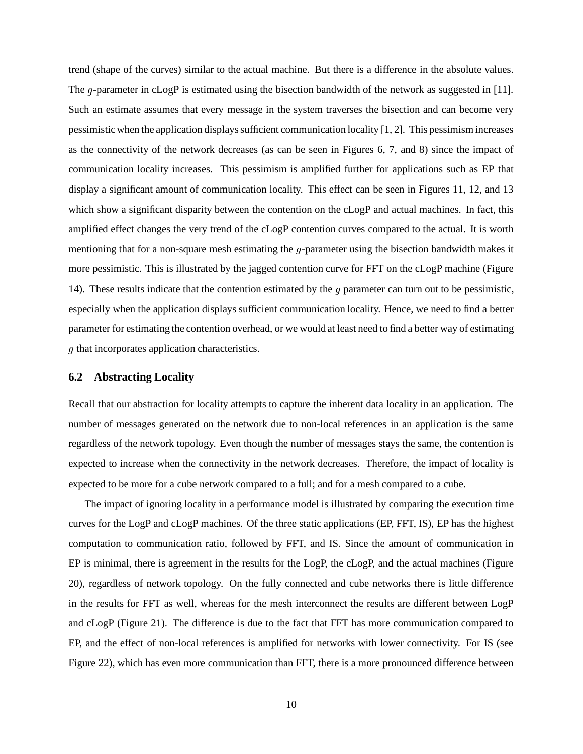trend (shape of the curves) similar to the actual machine. But there is a difference in the absolute values. The $g$-parameter in cLogP is estimated using the bisection bandwidth of the network as suggested in [11]. Such an estimate assumes that every message in the system traverses the bisection and can become very pessimistic when the application displays sufficient communication locality [1, 2]. This pessimism increases as the connectivity of the network decreases (as can be seen in Figures 6, 7, and 8) since the impact of communication locality increases. This pessimism is amplified further for applications such as EP that display a significant amount of communication locality. This effect can be seen in Figures 11, 12, and 13 which show a significant disparity between the contention on the cLogP and actual machines. In fact, this amplified effect changes the very trend of the cLogP contention curves compared to the actual. It is worth mentioning that for a non-square mesh estimating the $g$-parameter using the bisection bandwidth makes it more pessimistic. This is illustrated by the jagged contention curve for FFT on the cLogP machine (Figure 14). These results indicate that the contention estimated by the $g$ parameter can turn out to be pessimistic, especially when the application displays sufficient communication locality. Hence, we need to find a better parameter for estimating the contention overhead, or we would at least need to find a better way of estimating $g$ that incorporates application characteristics.

### 6.2 Abstracting Locality

Recall that our abstraction for locality attempts to capture the inherent data locality in an application. The number of messages generated on the network due to non-local references in an application is the same regardless of the network topology. Even though the number of messages stays the same, the contention is expected to increase when the connectivity in the network decreases. Therefore, the impact of locality is expected to be more for a cube network compared to a full; and for a mesh compared to a cube.

The impact of ignoring locality in a performance model is illustrated by comparing the execution time curves for the LogP and cLogP machines. Of the three static applications (EP, FFT, IS), EP has the highest computation to communication ratio, followed by FFT, and IS. Since the amount of communication in EP is minimal, there is agreement in the results for the LogP, the cLogP, and the actual machines (Figure 20), regardless of network topology. On the fully connected and cube networks there is little difference in the results for FFT as well, whereas for the mesh interconnect the results are different between LogP and cLogP (Figure 21). The difference is due to the fact that FFT has more communication compared to EP, and the effect of non-local references is amplified for networks with lower connectivity. For IS (see Figure 22), which has even more communication than FFT, there is a more pronounced difference between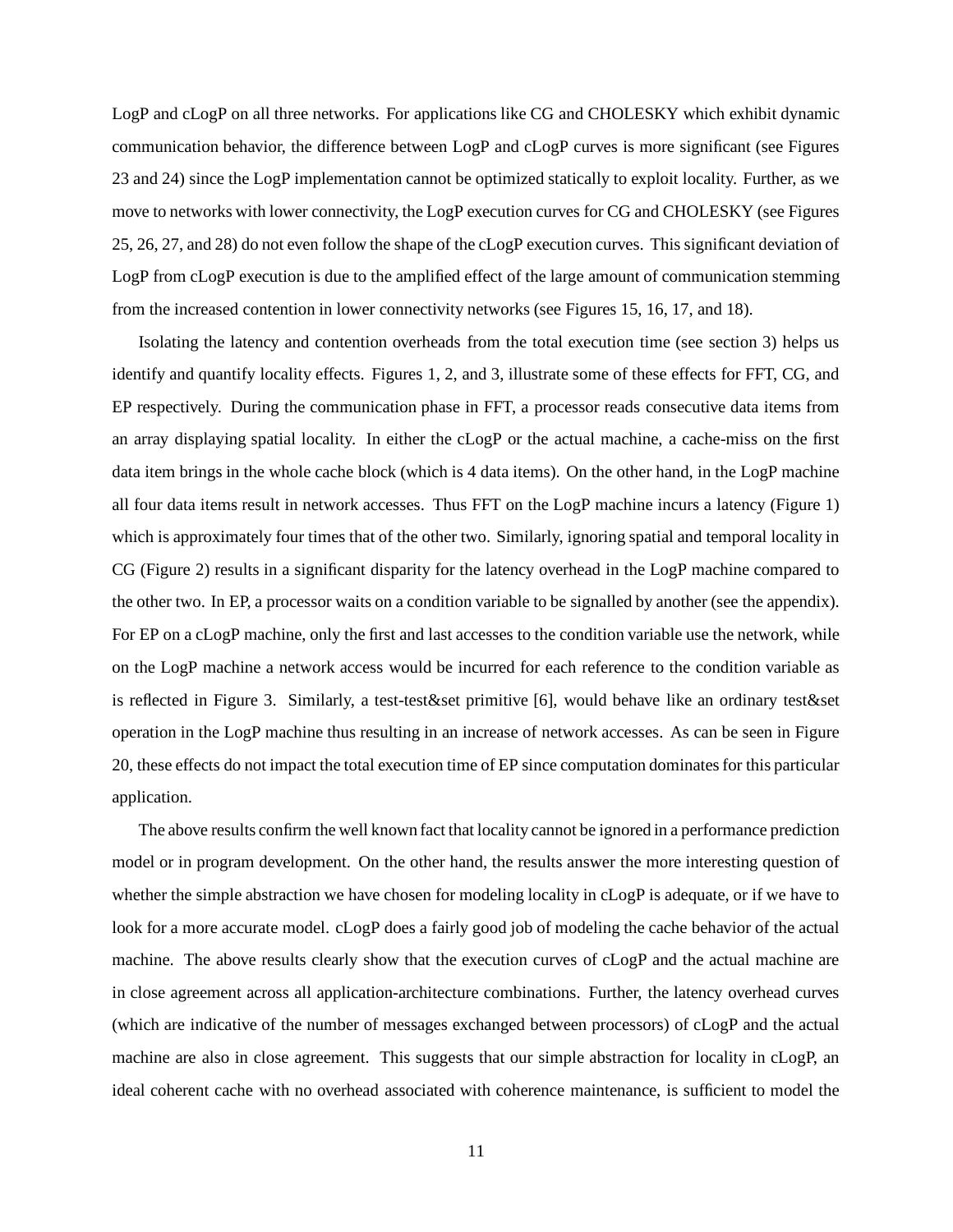LogP and cLogP on all three networks. For applications like CG and CHOLESKY which exhibit dynamic communication behavior, the difference between LogP and cLogP curves is more significant (see Figures 23 and 24) since the LogP implementation cannot be optimized statically to exploit locality. Further, as we move to networks with lower connectivity, the LogP execution curves for CG and CHOLESKY (see Figures 25, 26, 27, and 28) do not even follow the shape of the cLogP execution curves. This significant deviation of LogP from cLogP execution is due to the amplified effect of the large amount of communication stemming from the increased contention in lower connectivity networks (see Figures 15, 16, 17, and 18).

Isolating the latency and contention overheads from the total execution time (see section 3) helps us identify and quantify locality effects. Figures 1, 2, and 3, illustrate some of these effects for FFT, CG, and EP respectively. During the communication phase in FFT, a processor reads consecutive data items from an array displaying spatial locality. In either the cLogP or the actual machine, a cache-miss on the first data item brings in the whole cache block (which is 4 data items). On the other hand, in the LogP machine all four data items result in network accesses. Thus FFT on the LogP machine incurs a latency (Figure 1) which is approximately four times that of the other two. Similarly, ignoring spatial and temporal locality in CG (Figure 2) results in a significant disparity for the latency overhead in the LogP machine compared to the other two. In EP, a processor waits on a condition variable to be signalled by another (see the appendix). For EP on a cLogP machine, only the first and last accesses to the condition variable use the network, while on the LogP machine a network access would be incurred for each reference to the condition variable as is reflected in Figure 3. Similarly, a test-test&set primitive [6], would behave like an ordinary test&set operation in the LogP machine thus resulting in an increase of network accesses. As can be seen in Figure 20, these effects do not impact the total execution time of EP since computation dominates for this particular application.

The above results confirm the well known fact that locality cannot be ignored in a performance prediction model or in program development. On the other hand, the results answer the more interesting question of whether the simple abstraction we have chosen for modeling locality in cLogP is adequate, or if we have to look for a more accurate model. cLogP does a fairly good job of modeling the cache behavior of the actual machine. The above results clearly show that the execution curves of cLogP and the actual machine are in close agreement across all application-architecture combinations. Further, the latency overhead curves (which are indicative of the number of messages exchanged between processors) of cLogP and the actual machine are also in close agreement. This suggests that our simple abstraction for locality in cLogP, an ideal coherent cache with no overhead associated with coherence maintenance, is sufficient to model the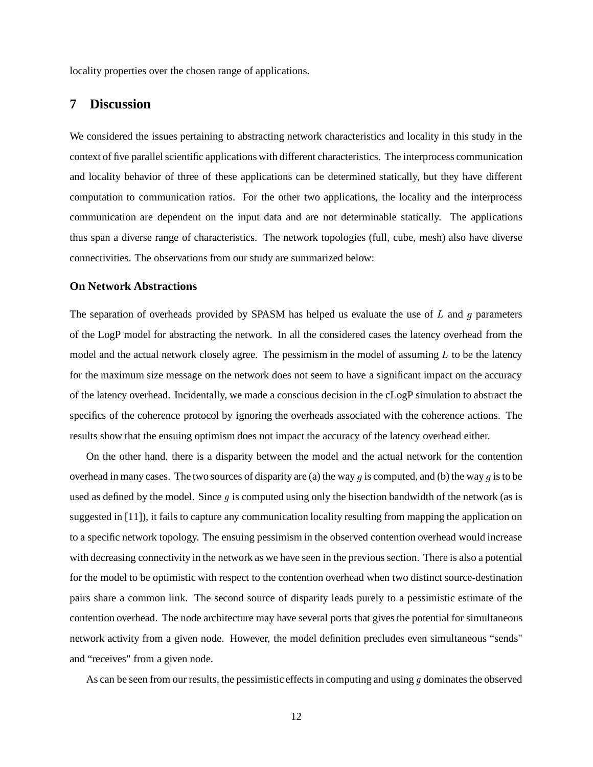locality properties over the chosen range of applications.

## 7 Discussion

We considered the issues pertaining to abstracting network characteristics and locality in this study in the context of five parallel scientific applications with different characteristics. The interprocess communication and locality behavior of three of these applications can be determined statically, but they have different computation to communication ratios. For the other two applications, the locality and the interprocess communication are dependent on the input data and are not determinable statically. The applications thus span a diverse range of characteristics. The network topologies (full, cube, mesh) also have diverse connectivities. The observations from our study are summarized below:

### On Network Abstractions

The separation of overheads provided by SPASM has helped us evaluate the use of $L$ and $g$ parameters of the LogP model for abstracting the network. In all the considered cases the latency overhead from the model and the actual network closely agree. The pessimism in the model of assuming $L$ to be the latency for the maximum size message on the network does not seem to have a significant impact on the accuracy of the latency overhead. Incidentally, we made a conscious decision in the cLogP simulation to abstract the specifics of the coherence protocol by ignoring the overheads associated with the coherence actions. The results show that the ensuing optimism does not impact the accuracy of the latency overhead either.

On the other hand, there is a disparity between the model and the actual network for the contention overhead in many cases. The two sources of disparity are (a) the way $g$ is computed, and (b) the way $g$ is to be used as defined by the model. Since $g$ is computed using only the bisection bandwidth of the network (as is suggested in [11]), it fails to capture any communication locality resulting from mapping the application on to a specific network topology. The ensuing pessimism in the observed contention overhead would increase with decreasing connectivity in the network as we have seen in the previous section. There is also a potential for the model to be optimistic with respect to the contention overhead when two distinct source-destination pairs share a common link. The second source of disparity leads purely to a pessimistic estimate of the contention overhead. The node architecture may have several ports that gives the potential for simultaneous network activity from a given node. However, the model definition precludes even simultaneous "sends" and "receives" from a given node.

As can be seen from our results, the pessimistic effects in computing and using $g$ dominates the observed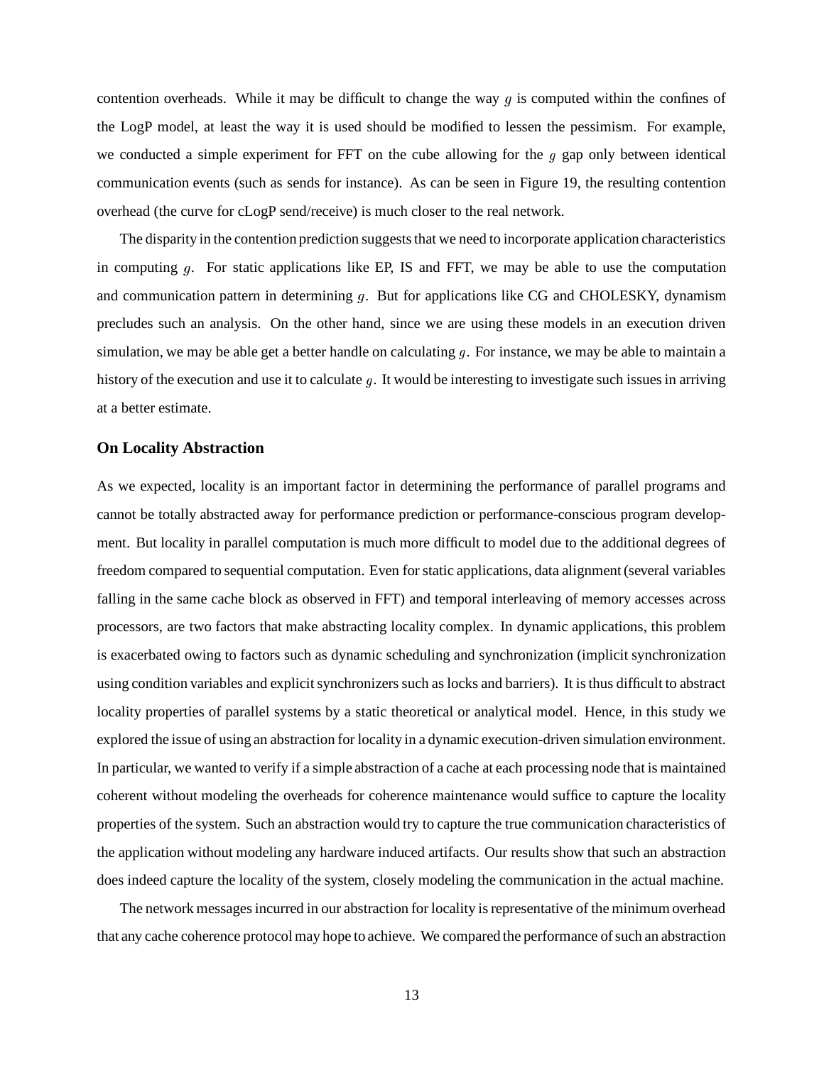contention overheads. While it may be difficult to change the way $g$ is computed within the confines of the LogP model, at least the way it is used should be modified to lessen the pessimism. For example, we conducted a simple experiment for FFT on the cube allowing for the $g$ gap only between identical communication events (such as sends for instance). As can be seen in Figure 19, the resulting contention overhead (the curve for cLogP send/receive) is much closer to the real network.

The disparity in the contention prediction suggests that we need to incorporate application characteristics in computing $g$. For static applications like EP, IS and FFT, we may be able to use the computation and communication pattern in determining $g$. But for applications like CG and CHOLESKY, dynamism precludes such an analysis. On the other hand, since we are using these models in an execution driven simulation, we may be able get a better handle on calculating $g$. For instance, we may be able to maintain a history of the execution and use it to calculate $g$. It would be interesting to investigate such issues in arriving at a better estimate.

### On Locality Abstraction

As we expected, locality is an important factor in determining the performance of parallel programs and cannot be totally abstracted away for performance prediction or performance-conscious program development. But locality in parallel computation is much more difficult to model due to the additional degrees of freedom compared to sequential computation. Even for static applications, data alignment (several variables falling in the same cache block as observed in FFT) and temporal interleaving of memory accesses across processors, are two factors that make abstracting locality complex. In dynamic applications, this problem is exacerbated owing to factors such as dynamic scheduling and synchronization (implicit synchronization using condition variables and explicit synchronizers such as locks and barriers). It is thus difficult to abstract locality properties of parallel systems by a static theoretical or analytical model. Hence, in this study we explored the issue of using an abstraction for locality in a dynamic execution-driven simulation environment. In particular, we wanted to verify if a simple abstraction of a cache at each processing node that is maintained coherent without modeling the overheads for coherence maintenance would suffice to capture the locality properties of the system. Such an abstraction would try to capture the true communication characteristics of the application without modeling any hardware induced artifacts. Our results show that such an abstraction does indeed capture the locality of the system, closely modeling the communication in the actual machine.

The network messages incurred in our abstraction for locality is representative of the minimum overhead that any cache coherence protocol may hope to achieve. We compared the performance of such an abstraction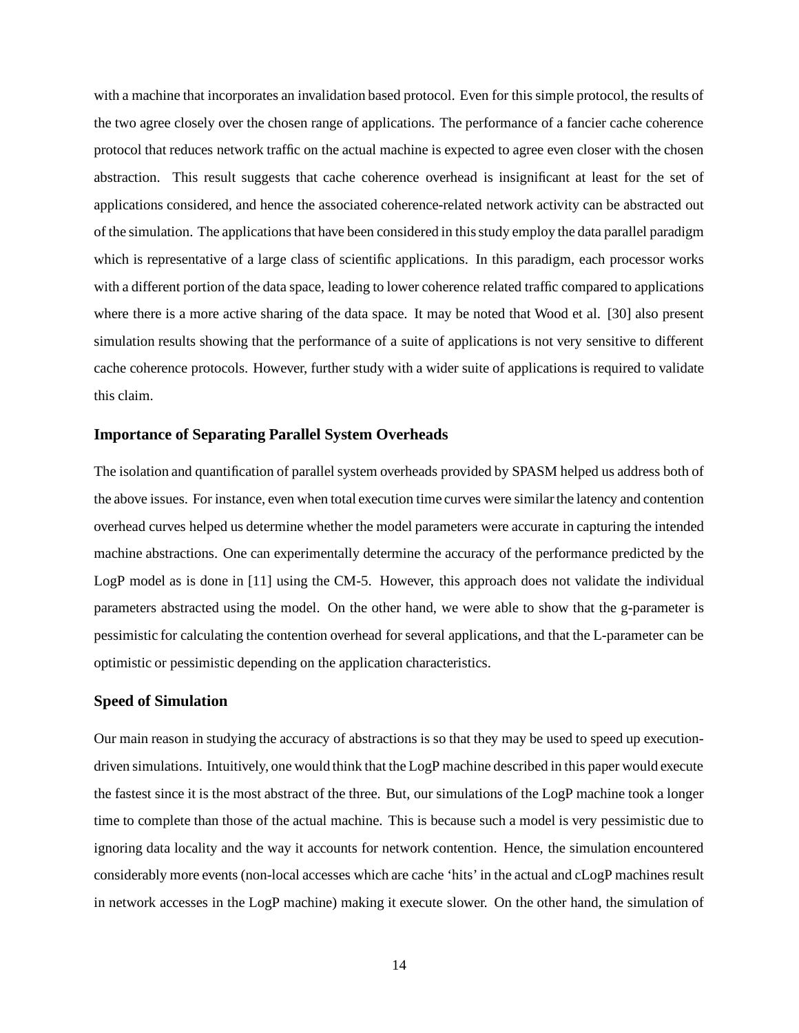with a machine that incorporates an invalidation based protocol. Even for this simple protocol, the results of the two agree closely over the chosen range of applications. The performance of a fancier cache coherence protocol that reduces network traffic on the actual machine is expected to agree even closer with the chosen abstraction. This result suggests that cache coherence overhead is insignificant at least for the set of applications considered, and hence the associated coherence-related network activity can be abstracted out of the simulation. The applications that have been considered in this study employ the data parallel paradigm which is representative of a large class of scientific applications. In this paradigm, each processor works with a different portion of the data space, leading to lower coherence related traffic compared to applications where there is a more active sharing of the data space. It may be noted that Wood et al. [30] also present simulation results showing that the performance of a suite of applications is not very sensitive to different cache coherence protocols. However, further study with a wider suite of applications is required to validate this claim.

### Importance of Separating Parallel System Overheads

The isolation and quantification of parallel system overheads provided by SPASM helped us address both of the above issues. For instance, even when total execution time curves were similar the latency and contention overhead curves helped us determine whether the model parameters were accurate in capturing the intended machine abstractions. One can experimentally determine the accuracy of the performance predicted by the LogP model as is done in [11] using the CM-5. However, this approach does not validate the individual parameters abstracted using the model. On the other hand, we were able to show that the g-parameter is pessimistic for calculating the contention overhead for several applications, and that the L-parameter can be optimistic or pessimistic depending on the application characteristics.

### Speed of Simulation

Our main reason in studying the accuracy of abstractions is so that they may be used to speed up execution-driven simulations. Intuitively, one would think that the LogP machine described in this paper would execute the fastest since it is the most abstract of the three. But, our simulations of the LogP machine took a longer time to complete than those of the actual machine. This is because such a model is very pessimistic due to ignoring data locality and the way it accounts for network contention. Hence, the simulation encountered considerably more events (non-local accesses which are cache 'hits' in the actual and cLogP machines result in network accesses in the LogP machine) making it execute slower. On the other hand, the simulation of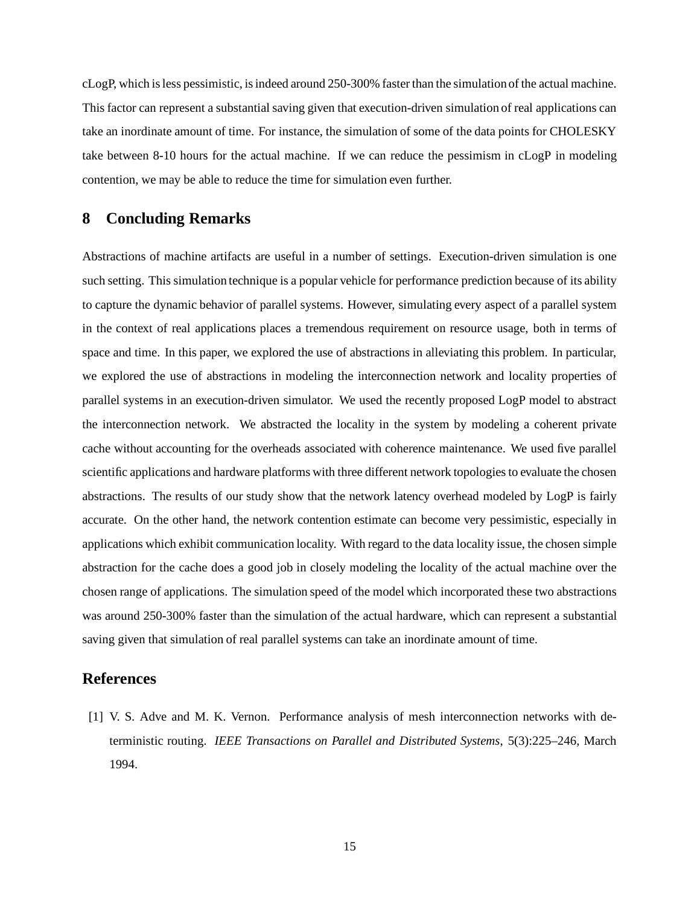cLogP, which is less pessimistic, is indeed around 250-300% faster than the simulation of the actual machine. This factor can represent a substantial saving given that execution-driven simulation of real applications can take an inordinate amount of time. For instance, the simulation of some of the data points for CHOLESKY take between 8-10 hours for the actual machine. If we can reduce the pessimism in cLogP in modeling contention, we may be able to reduce the time for simulation even further.

## 8 Concluding Remarks

Abstractions of machine artifacts are useful in a number of settings. Execution-driven simulation is one such setting. This simulation technique is a popular vehicle for performance prediction because of its ability to capture the dynamic behavior of parallel systems. However, simulating every aspect of a parallel system in the context of real applications places a tremendous requirement on resource usage, both in terms of space and time. In this paper, we explored the use of abstractions in alleviating this problem. In particular, we explored the use of abstractions in modeling the interconnection network and locality properties of parallel systems in an execution-driven simulator. We used the recently proposed LogP model to abstract the interconnection network. We abstracted the locality in the system by modeling a coherent private cache without accounting for the overheads associated with coherence maintenance. We used five parallel scientific applications and hardware platforms with three different network topologies to evaluate the chosen abstractions. The results of our study show that the network latency overhead modeled by LogP is fairly accurate. On the other hand, the network contention estimate can become very pessimistic, especially in applications which exhibit communication locality. With regard to the data locality issue, the chosen simple abstraction for the cache does a good job in closely modeling the locality of the actual machine over the chosen range of applications. The simulation speed of the model which incorporated these two abstractions was around 250-300% faster than the simulation of the actual hardware, which can represent a substantial saving given that simulation of real parallel systems can take an inordinate amount of time.

## References

[1] V. S. Adve and M. K. Vernon. Performance analysis of mesh interconnection networks with deterministic routing. *IEEE Transactions on Parallel and Distributed Systems*, 5(3):225–246, March 1994.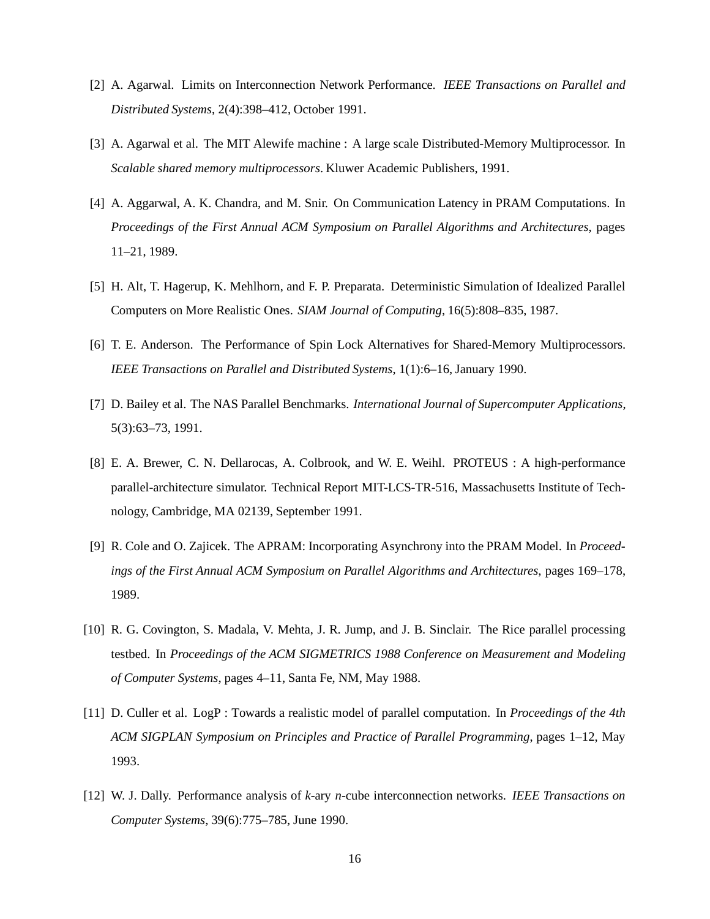[2] A. Agarwal. Limits on Interconnection Network Performance. *IEEE Transactions on Parallel and Distributed Systems*, 2(4):398–412, October 1991.

[3] A. Agarwal et al. The MIT Alewife machine : A large scale Distributed-Memory Multiprocessor. In *Scalable shared memory multiprocessors*. Kluwer Academic Publishers, 1991.

[4] A. Aggarwal, A. K. Chandra, and M. Snir. On Communication Latency in PRAM Computations. In *Proceedings of the First Annual ACM Symposium on Parallel Algorithms and Architectures*, pages 11–21, 1989.

[5] H. Alt, T. Hagerup, K. Mehlhorn, and F. P. Preparata. Deterministic Simulation of Idealized Parallel Computers on More Realistic Ones. *SIAM Journal of Computing*, 16(5):808–835, 1987.

[6] T. E. Anderson. The Performance of Spin Lock Alternatives for Shared-Memory Multiprocessors. *IEEE Transactions on Parallel and Distributed Systems*, 1(1):6–16, January 1990.

[7] D. Bailey et al. The NAS Parallel Benchmarks. *International Journal of Supercomputer Applications*, 5(3):63–73, 1991.

[8] E. A. Brewer, C. N. Dellarocas, A. Colbrook, and W. E. Weihl. PROTEUS : A high-performance parallel-architecture simulator. Technical Report MIT-LCS-TR-516, Massachusetts Institute of Technology, Cambridge, MA 02139, September 1991.

[9] R. Cole and O. Zajicek. The APRAM: Incorporating Asynchrony into the PRAM Model. In *Proceedings of the First Annual ACM Symposium on Parallel Algorithms and Architectures*, pages 169–178, 1989.

[10] R. G. Covington, S. Madala, V. Mehta, J. R. Jump, and J. B. Sinclair. The Rice parallel processing testbed. In *Proceedings of the ACM SIGMETRICS 1988 Conference on Measurement and Modeling of Computer Systems*, pages 4–11, Santa Fe, NM, May 1988.

[11] D. Culler et al. LogP : Towards a realistic model of parallel computation. In *Proceedings of the 4th ACM SIGPLAN Symposium on Principles and Practice of Parallel Programming*, pages 1–12, May 1993.

[12] W. J. Dally. Performance analysis of $k$-ary $n$-cube interconnection networks. *IEEE Transactions on Computer Systems*, 39(6):775–785, June 1990.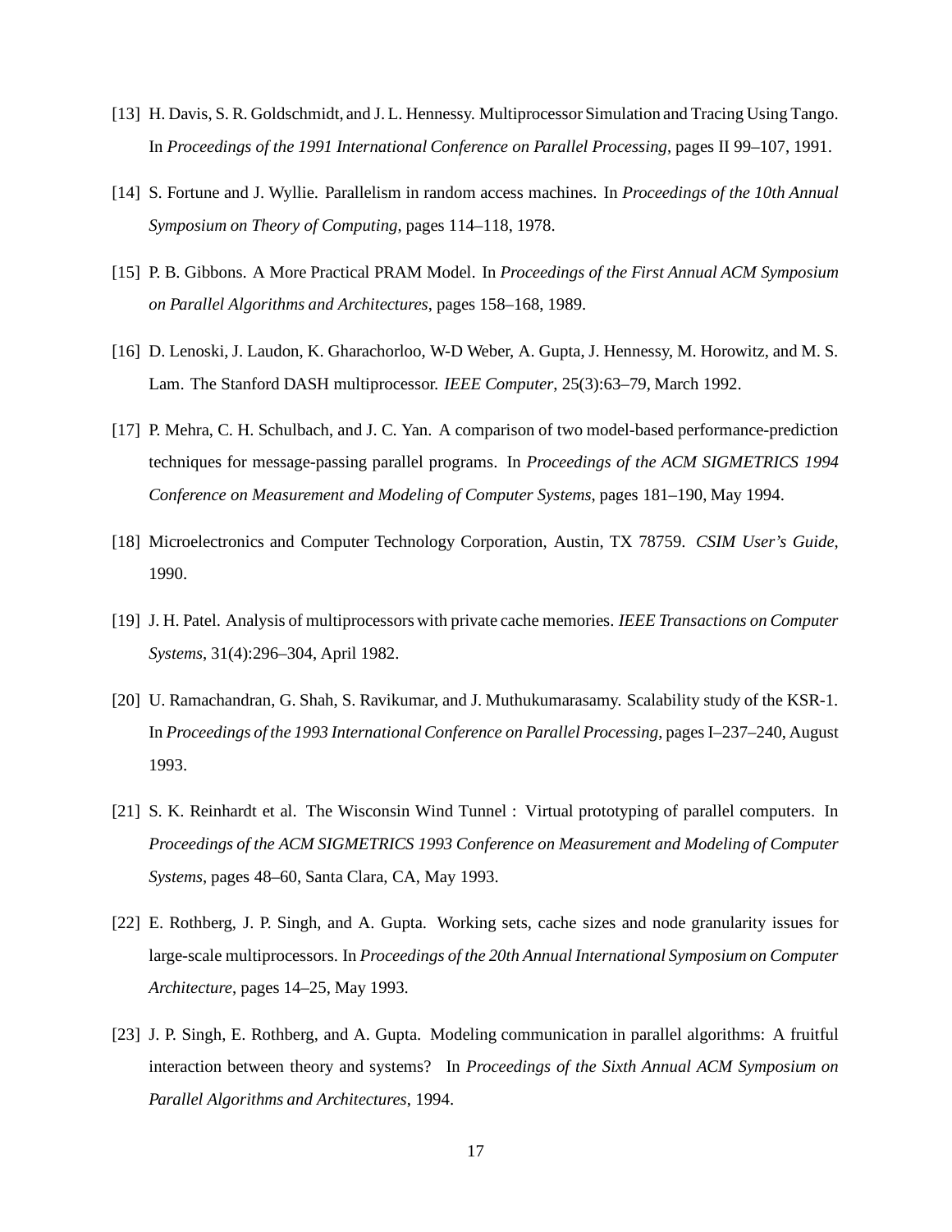[13] H. Davis, S. R. Goldschmidt, and J. L. Hennessy. Multiprocessor Simulation and Tracing Using Tango. In *Proceedings of the 1991 International Conference on Parallel Processing*, pages II 99–107, 1991.

[14] S. Fortune and J. Wyllie. Parallelism in random access machines. In *Proceedings of the 10th Annual Symposium on Theory of Computing*, pages 114–118, 1978.

[15] P. B. Gibbons. A More Practical PRAM Model. In *Proceedings of the First Annual ACM Symposium on Parallel Algorithms and Architectures*, pages 158–168, 1989.

[16] D. Lenoski, J. Laudon, K. Gharachorloo, W-D Weber, A. Gupta, J. Hennessy, M. Horowitz, and M. S. Lam. The Stanford DASH multiprocessor. *IEEE Computer*, 25(3):63–79, March 1992.

[17] P. Mehra, C. H. Schulbach, and J. C. Yan. A comparison of two model-based performance-prediction techniques for message-passing parallel programs. In *Proceedings of the ACM SIGMETRICS 1994 Conference on Measurement and Modeling of Computer Systems*, pages 181–190, May 1994.

[18] Microelectronics and Computer Technology Corporation, Austin, TX 78759. *CSIM User's Guide*, 1990.

[19] J. H. Patel. Analysis of multiprocessors with private cache memories. *IEEE Transactions on Computer Systems*, 31(4):296–304, April 1982.

[20] U. Ramachandran, G. Shah, S. Ravikumar, and J. Muthukumarasamy. Scalability study of the KSR-1. In *Proceedings of the 1993 International Conference on Parallel Processing*, pages I–237–240, August 1993.

[21] S. K. Reinhardt et al. The Wisconsin Wind Tunnel : Virtual prototyping of parallel computers. In *Proceedings of the ACM SIGMETRICS 1993 Conference on Measurement and Modeling of Computer Systems*, pages 48–60, Santa Clara, CA, May 1993.

[22] E. Rothberg, J. P. Singh, and A. Gupta. Working sets, cache sizes and node granularity issues for large-scale multiprocessors. In *Proceedings of the 20th Annual International Symposium on Computer Architecture*, pages 14–25, May 1993.

[23] J. P. Singh, E. Rothberg, and A. Gupta. Modeling communication in parallel algorithms: A fruitful interaction between theory and systems? In *Proceedings of the Sixth Annual ACM Symposium on Parallel Algorithms and Architectures*, 1994.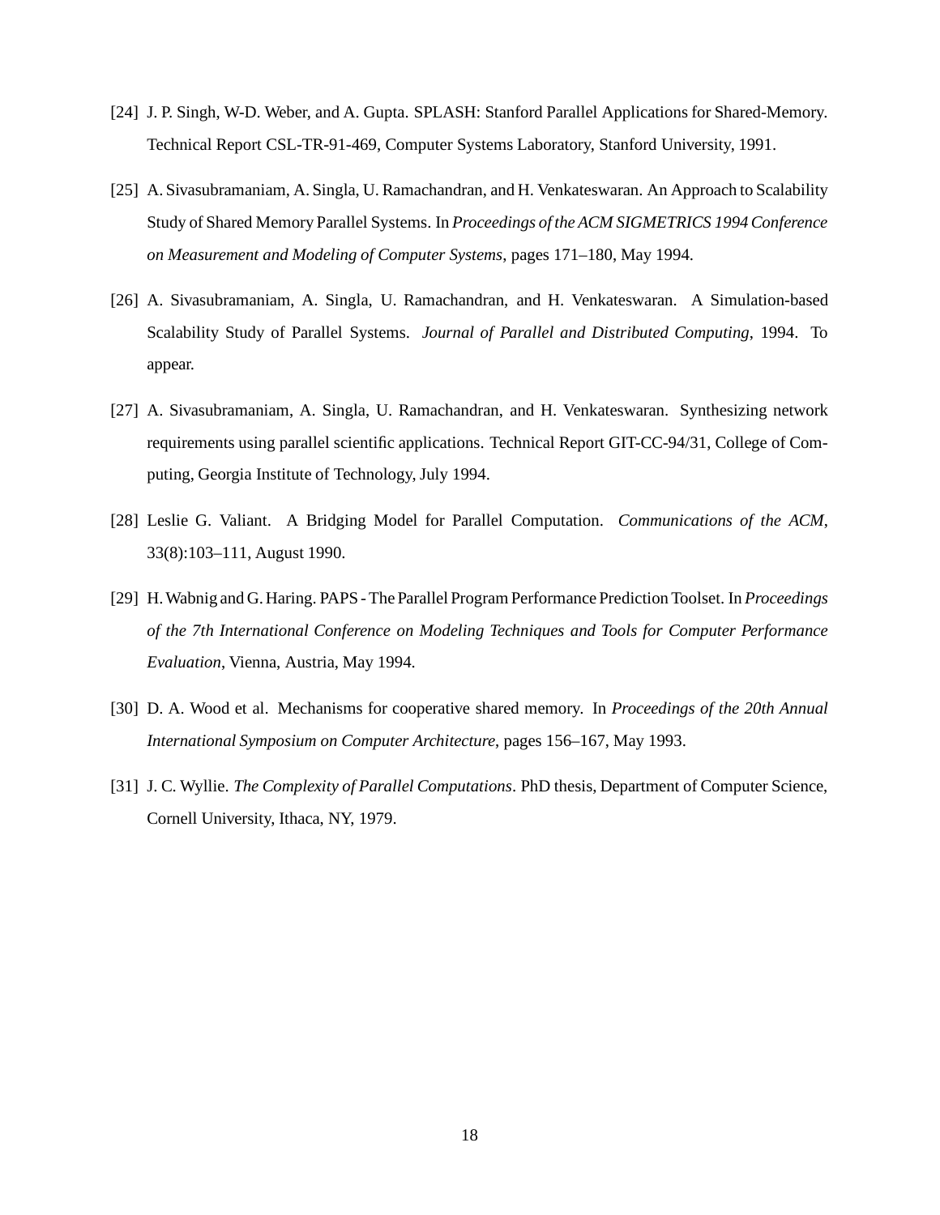[24] J. P. Singh, W-D. Weber, and A. Gupta. SPLASH: Stanford Parallel Applications for Shared-Memory. Technical Report CSL-TR-91-469, Computer Systems Laboratory, Stanford University, 1991.

[25] A. Sivasubramaniam, A. Singla, U. Ramachandran, and H. Venkateswaran. An Approach to Scalability Study of Shared Memory Parallel Systems. In *Proceedings of the ACM SIGMETRICS 1994 Conference on Measurement and Modeling of Computer Systems*, pages 171–180, May 1994.

[26] A. Sivasubramaniam, A. Singla, U. Ramachandran, and H. Venkateswaran. A Simulation-based Scalability Study of Parallel Systems. *Journal of Parallel and Distributed Computing*, 1994. To appear.

[27] A. Sivasubramaniam, A. Singla, U. Ramachandran, and H. Venkateswaran. Synthesizing network requirements using parallel scientific applications. Technical Report GIT-CC-94/31, College of Computing, Georgia Institute of Technology, July 1994.

[28] Leslie G. Valiant. A Bridging Model for Parallel Computation. *Communications of the ACM*, 33(8):103–111, August 1990.

[29] H. Wabnig and G. Haring. PAPS - The Parallel Program Performance Prediction Toolset. In *Proceedings of the 7th International Conference on Modeling Techniques and Tools for Computer Performance Evaluation*, Vienna, Austria, May 1994.

[30] D. A. Wood et al. Mechanisms for cooperative shared memory. In *Proceedings of the 20th Annual International Symposium on Computer Architecture*, pages 156–167, May 1993.

[31] J. C. Wyllie. *The Complexity of Parallel Computations*. PhD thesis, Department of Computer Science, Cornell University, Ithaca, NY, 1979.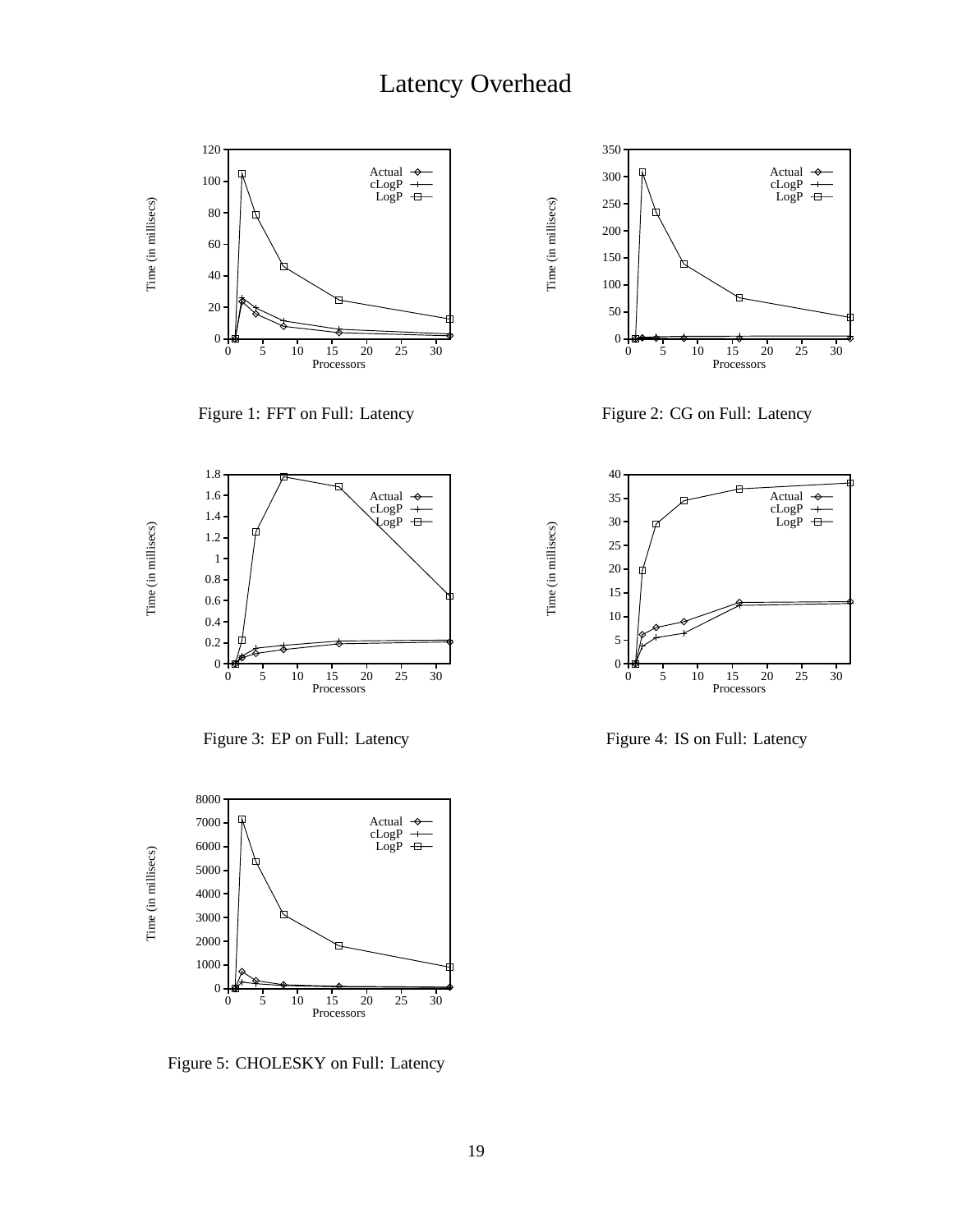# Latency Overhead

Figure 1: FFT on Full: Latency

Figure 2: CG on Full: Latency

Figure 3: EP on Full: Latency

Figure 4: IS on Full: Latency

Figure 5: CHOLESKY on Full: Latency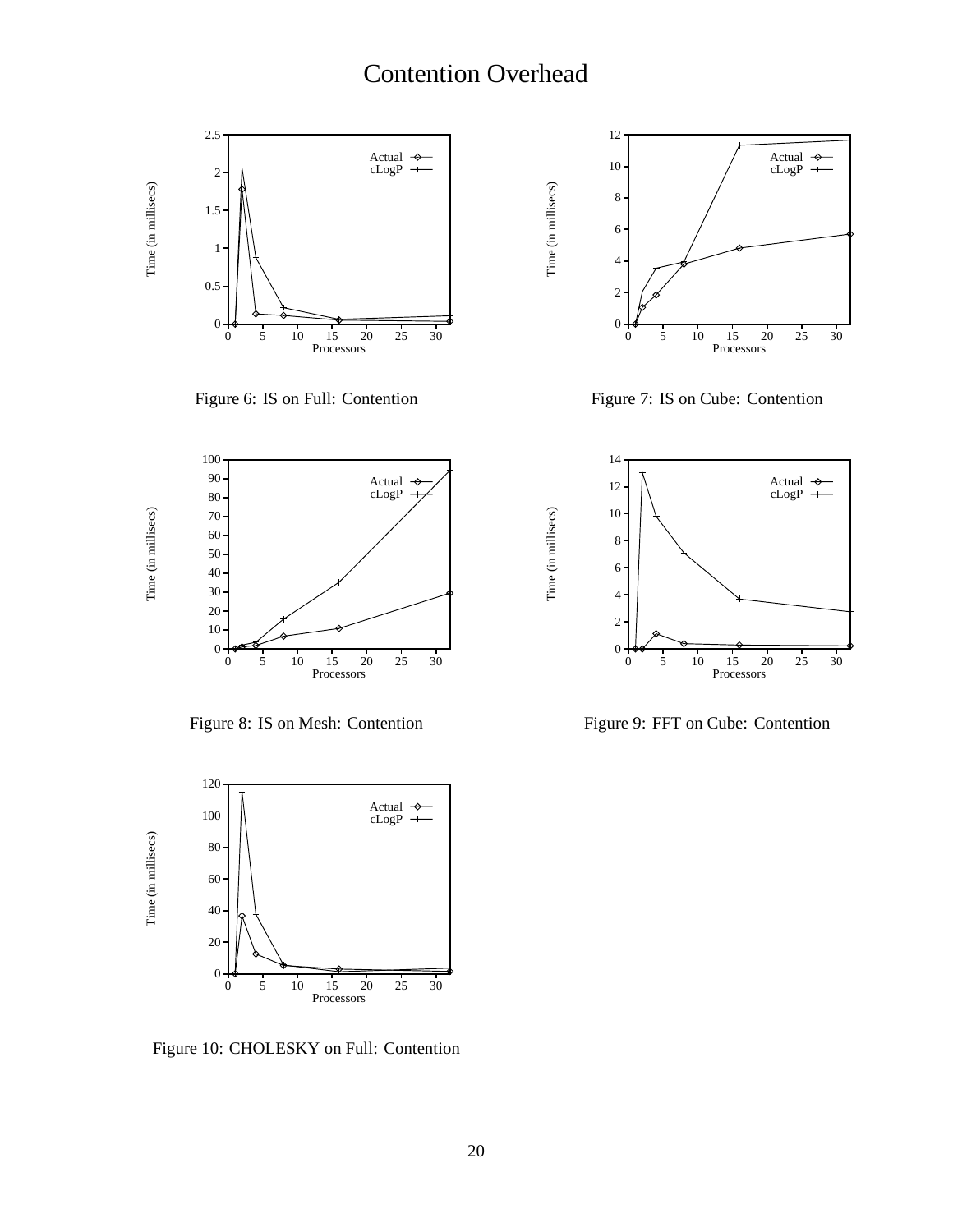# Contention Overhead

Figure 6: IS on Full: Contention

Figure 7: IS on Cube: Contention

Figure 8: IS on Mesh: Contention

Figure 9: FFT on Cube: Contention

Figure 10: CHOLESKY on Full: Contention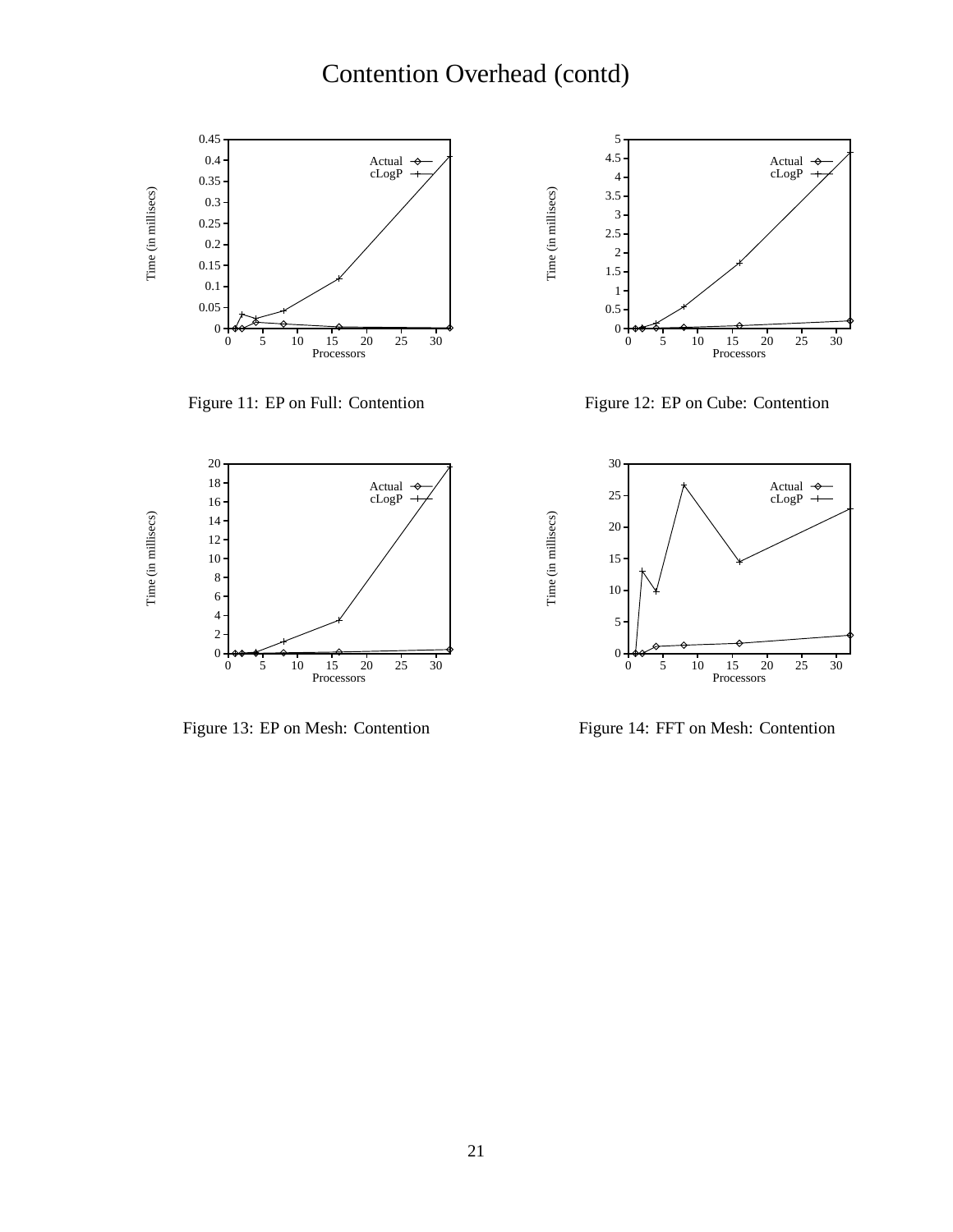# Contention Overhead (contd)

Figure 11: EP on Full: Contention

Figure 12: EP on Cube: Contention

Figure 13: EP on Mesh: Contention

Figure 14: FFT on Mesh: Contention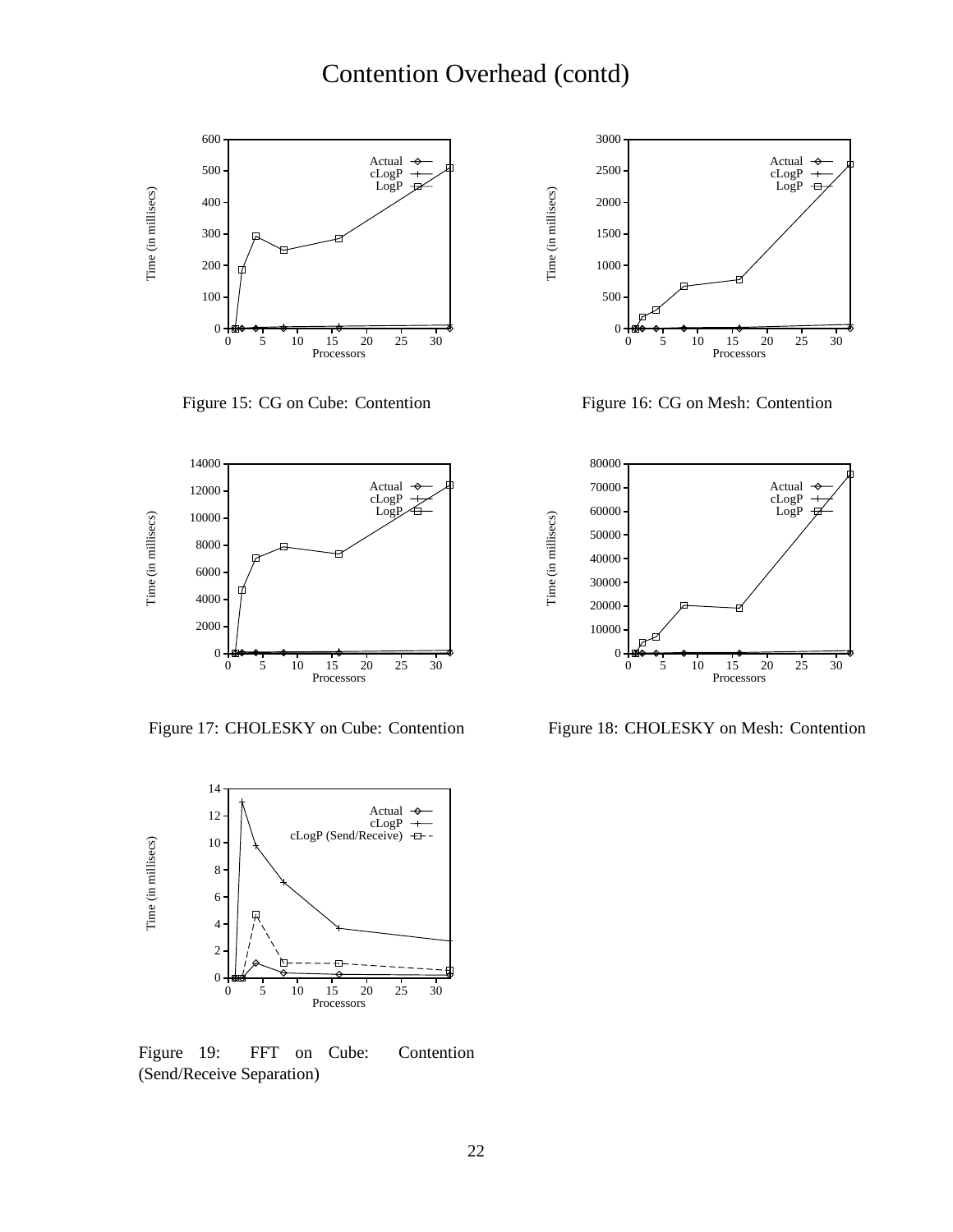# Contention Overhead (contd)

Figure 15: CG on Cube: Contention

Figure 16: CG on Mesh: Contention

Figure 17: CHOLESKY on Cube: Contention

Figure 18: CHOLESKY on Mesh: Contention

Figure 19: FFT on Cube: Contention (Send/Receive Separation)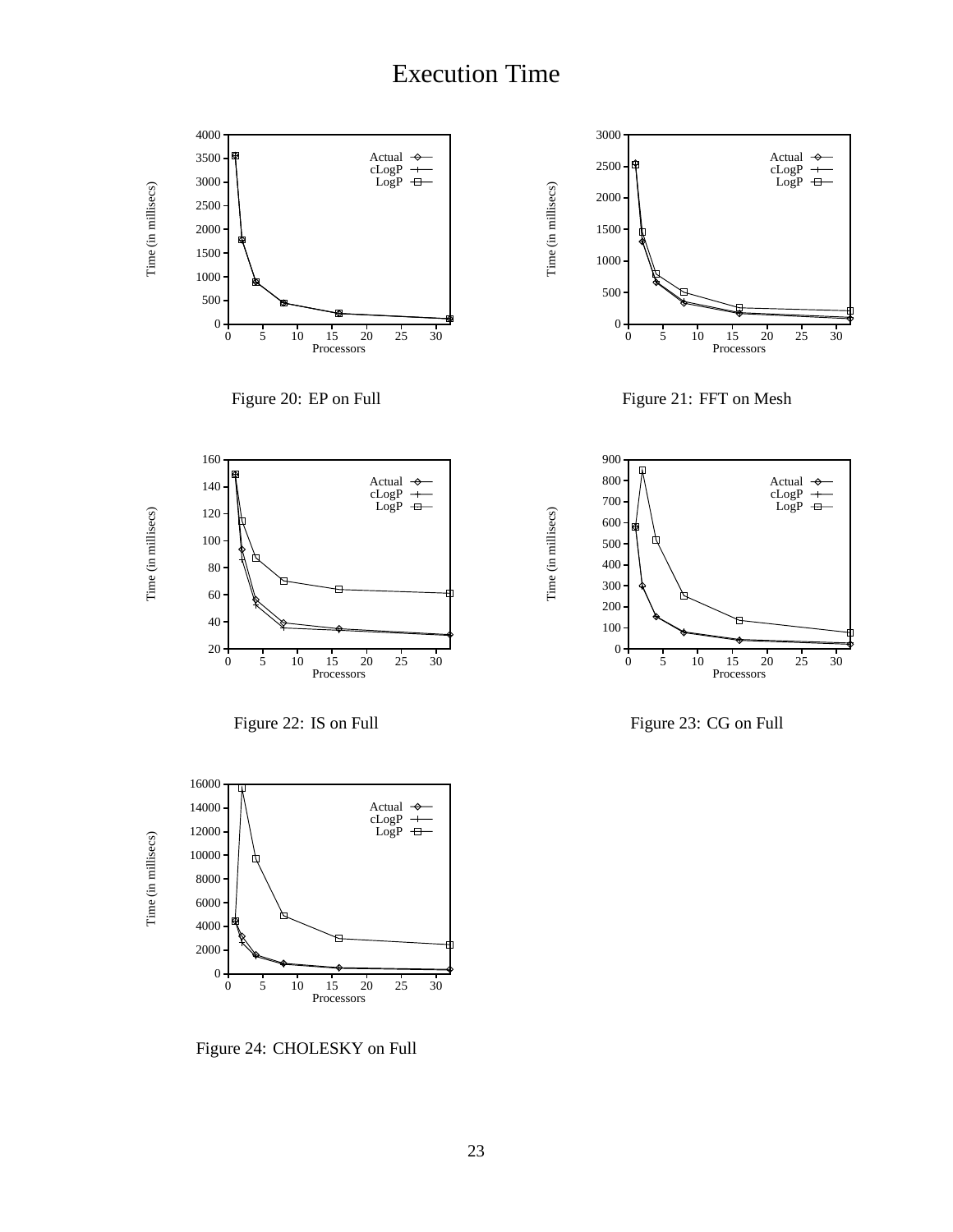# Execution Time

Figure 20: EP on Full

Figure 21: FFT on Mesh

Figure 22: IS on Full

Figure 23: CG on Full

Figure 24: CHOLESKY on Full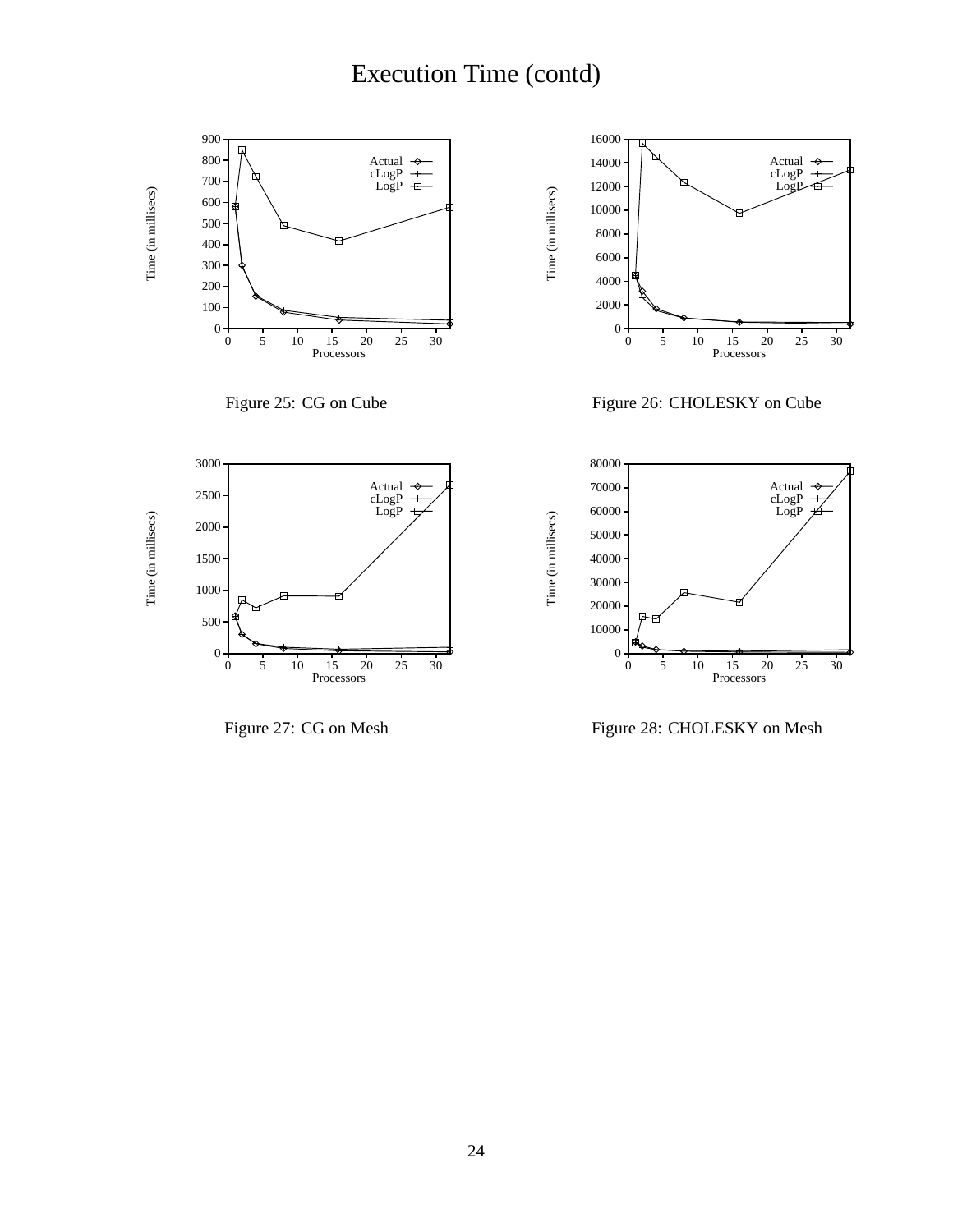# Execution Time (contd)

Figure 25: CG on Cube

Figure 26: CHOLESKY on Cube

Figure 27: CG on Mesh

Figure 28: CHOLESKY on Mesh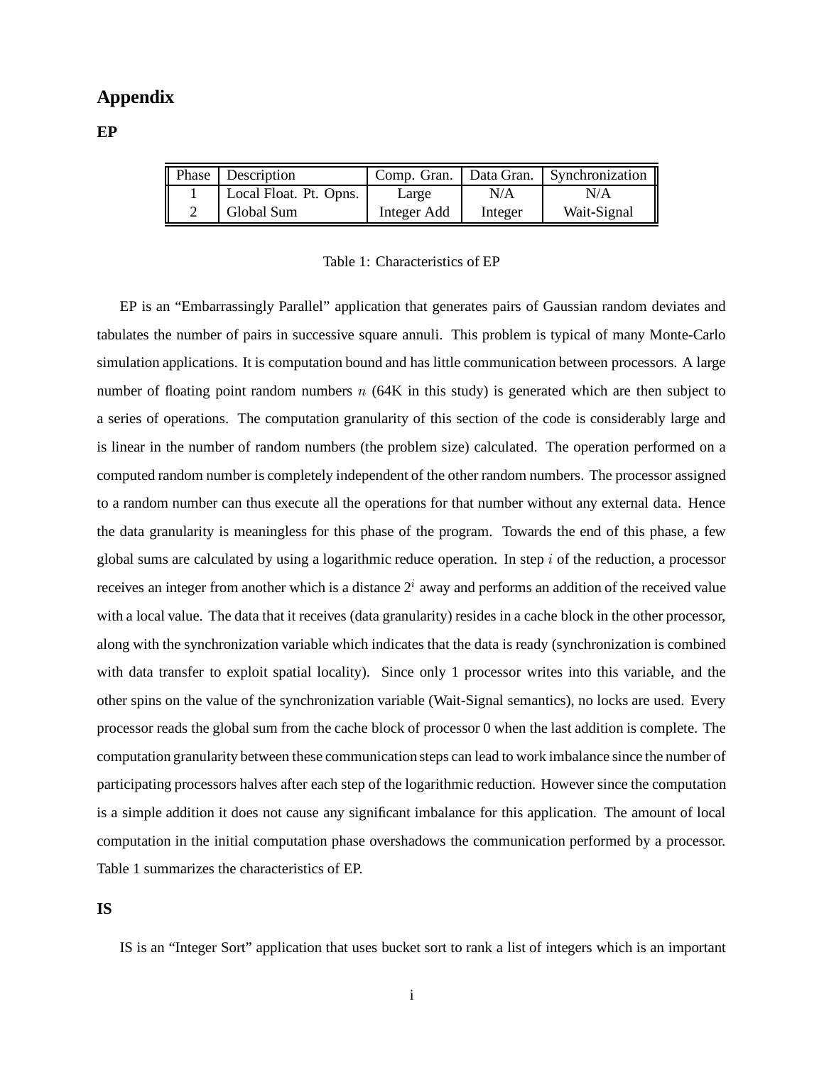# Appendix

## EP

| Phase | Description | Comp. Gran. | Data Gran. | Synchronization |
|---|---|---|---|---|
| 1 | Local Float. Pt. Opns. | Large | N/A | N/A |
| 2 | Global Sum | Integer Add | Integer | Wait-Signal |

Table 1: Characteristics of EP

EP is an "Embarrassingly Parallel" application that generates pairs of Gaussian random deviates and tabulates the number of pairs in successive square annuli. This problem is typical of many Monte-Carlo simulation applications. It is computation bound and has little communication between processors. A large number of floating point random numbers $n$ (64K in this study) is generated which are then subject to a series of operations. The computation granularity of this section of the code is considerably large and is linear in the number of random numbers (the problem size) calculated. The operation performed on a computed random number is completely independent of the other random numbers. The processor assigned to a random number can thus execute all the operations for that number without any external data. Hence the data granularity is meaningless for this phase of the program. Towards the end of this phase, a few global sums are calculated by using a logarithmic reduce operation. In step $i$ of the reduction, a processor receives an integer from another which is a distance $2^i$ away and performs an addition of the received value with a local value. The data that it receives (data granularity) resides in a cache block in the other processor, along with the synchronization variable which indicates that the data is ready (synchronization is combined with data transfer to exploit spatial locality). Since only 1 processor writes into this variable, and the other spins on the value of the synchronization variable (Wait-Signal semantics), no locks are used. Every processor reads the global sum from the cache block of processor 0 when the last addition is complete. The computation granularity between these communication steps can lead to work imbalance since the number of participating processors halves after each step of the logarithmic reduction. However since the computation is a simple addition it does not cause any significant imbalance for this application. The amount of local computation in the initial computation phase overshadows the communication performed by a processor. Table 1 summarizes the characteristics of EP.

## IS

IS is an "Integer Sort" application that uses bucket sort to rank a list of integers which is an important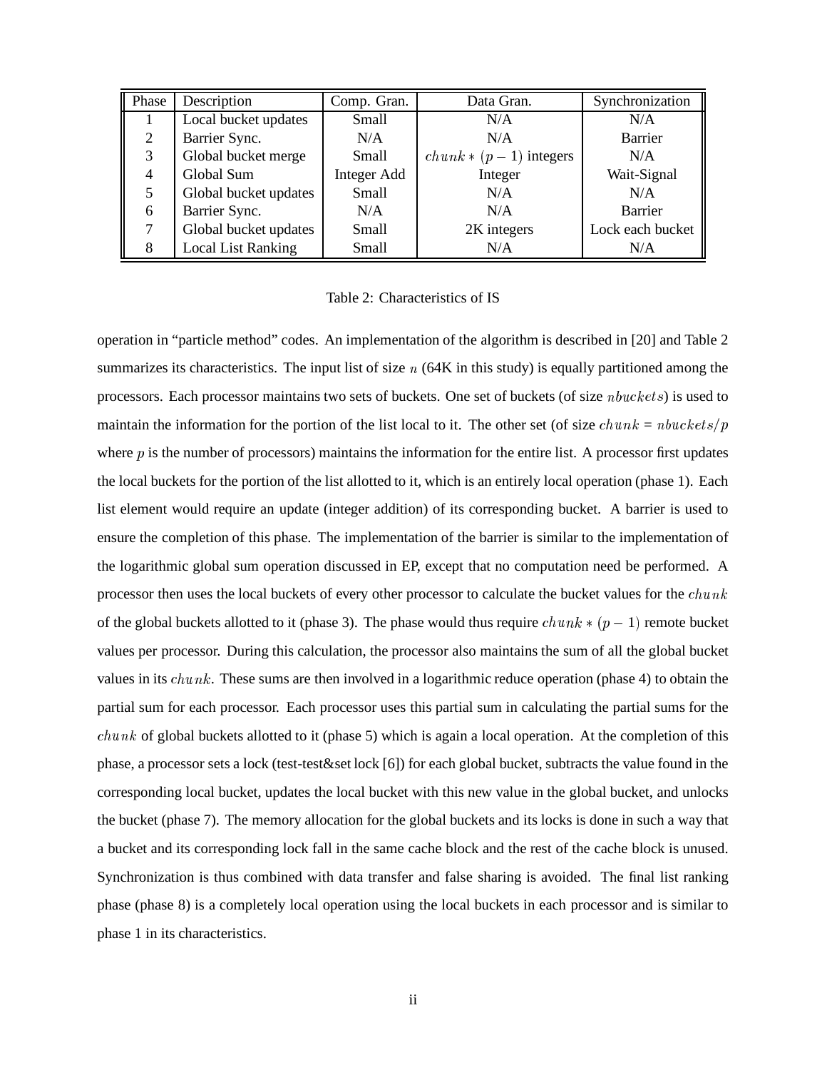| Phase | Description | Comp. Gran. | Data Gran. | Synchronization |
|---|---|---|---|---|
| 1 | Local bucket updates | Small | N/A | N/A |
| 2 | Barrier Sync. | N/A | N/A | Barrier |
| 3 | Global bucket merge | Small | $chunk * (p-1)$ integers | N/A |
| 4 | Global Sum | Integer Add | Integer | Wait-Signal |
| 5 | Global bucket updates | Small | N/A | N/A |
| 6 | Barrier Sync. | N/A | N/A | Barrier |
| 7 | Global bucket updates | Small | 2K integers | Lock each bucket |
| 8 | Local List Ranking | Small | N/A | N/A |

Table 2: Characteristics of IS

operation in "particle method" codes. An implementation of the algorithm is described in [20] and Table 2 summarizes its characteristics. The input list of size $n$ (64K in this study) is equally partitioned among the processors. Each processor maintains two sets of buckets. One set of buckets (of size $nbuckets$) is used to maintain the information for the portion of the list local to it. The other set (of size $chunk = nbuckets/p$ where $p$ is the number of processors) maintains the information for the entire list. A processor first updates the local buckets for the portion of the list allotted to it, which is an entirely local operation (phase 1). Each list element would require an update (integer addition) of its corresponding bucket. A barrier is used to ensure the completion of this phase. The implementation of the barrier is similar to the implementation of the logarithmic global sum operation discussed in EP, except that no computation need be performed. A processor then uses the local buckets of every other processor to calculate the bucket values for the $chunk$ of the global buckets allotted to it (phase 3). The phase would thus require $chunk * (p-1)$ remote bucket values per processor. During this calculation, the processor also maintains the sum of all the global bucket values in its $chunk$. These sums are then involved in a logarithmic reduce operation (phase 4) to obtain the partial sum for each processor. Each processor uses this partial sum in calculating the partial sums for the $chunk$ of global buckets allotted to it (phase 5) which is again a local operation. At the completion of this phase, a processor sets a lock (test-test&set lock [6]) for each global bucket, subtracts the value found in the corresponding local bucket, updates the local bucket with this new value in the global bucket, and unlocks the bucket (phase 7). The memory allocation for the global buckets and its locks is done in such a way that a bucket and its corresponding lock fall in the same cache block and the rest of the cache block is unused. Synchronization is thus combined with data transfer and false sharing is avoided. The final list ranking phase (phase 8) is a completely local operation using the local buckets in each processor and is similar to phase 1 in its characteristics.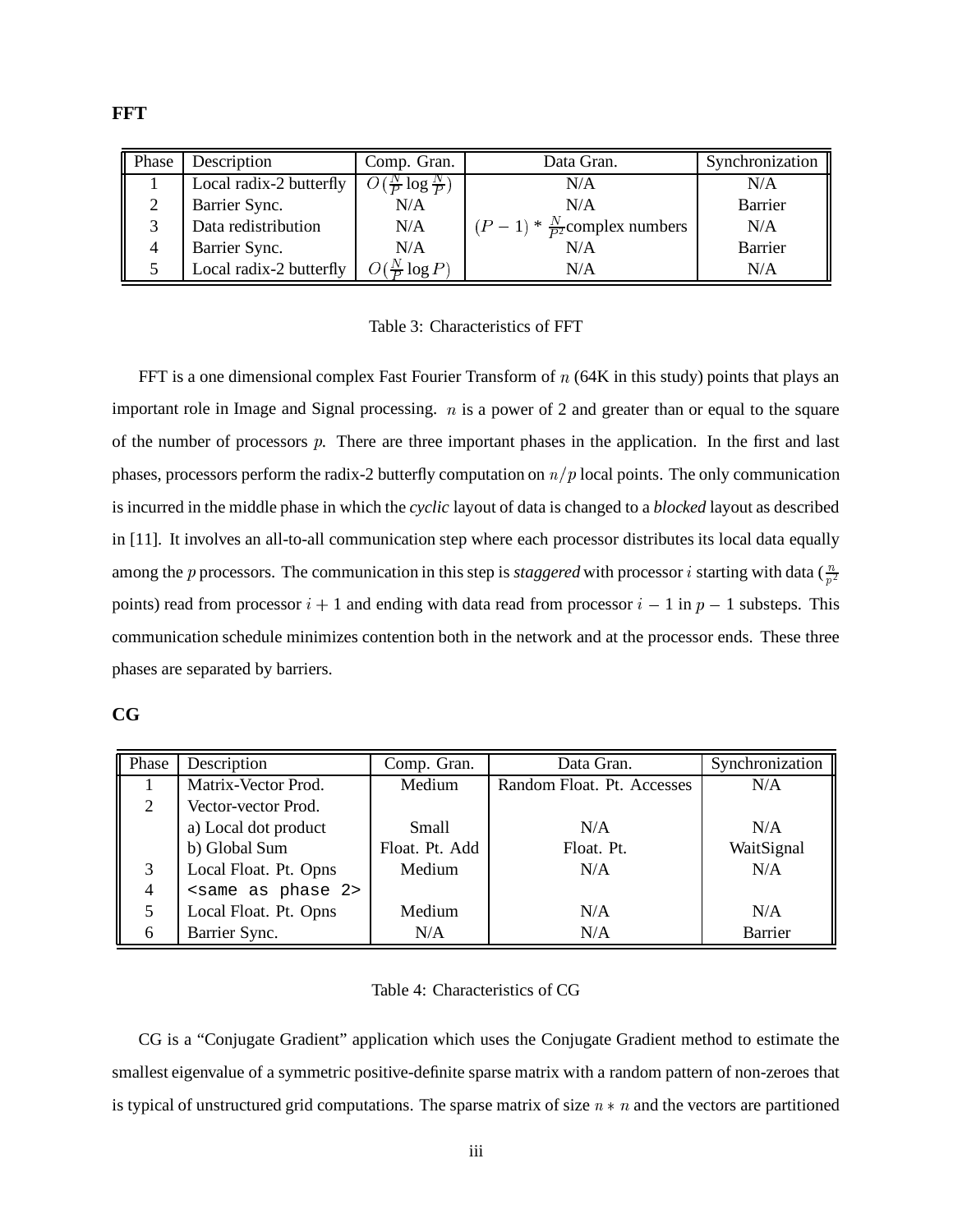**FFT**

| Phase | Description | Comp. Gran. | Data Gran. | Synchronization |
|---|---|---|---|---|
| 1 | Local radix-2 butterfly | $O(\frac{N}{P} \log \frac{N}{P})$ | N/A | N/A |
| 2 | Barrier Sync. | N/A | N/A | Barrier |
| 3 | Data redistribution | N/A | $(P-1) * \frac{N}{P^2}$complex numbers | N/A |
| 4 | Barrier Sync. | N/A | N/A | Barrier |
| 5 | Local radix-2 butterfly | $O(\frac{N}{P} \log P)$ | N/A | N/A |

Table 3: Characteristics of FFT

FFT is a one dimensional complex Fast Fourier Transform of $n$ (64K in this study) points that plays an important role in Image and Signal processing. $n$ is a power of 2 and greater than or equal to the square of the number of processors $p$. There are three important phases in the application. In the first and last phases, processors perform the radix-2 butterfly computation on $n/p$ local points. The only communication is incurred in the middle phase in which the *cyclic* layout of data is changed to a *blocked* layout as described in [11]. It involves an all-to-all communication step where each processor distributes its local data equally among the $p$ processors. The communication in this step is *staggered* with processor $i$ starting with data ($\frac{n}{p^2}$ points) read from processor $i+1$ and ending with data read from processor $i-1$ in $p-1$ substeps. This communication schedule minimizes contention both in the network and at the processor ends. These three phases are separated by barriers.

**CG**

| Phase | Description | Comp. Gran. | Data Gran. | Synchronization |
|---|---|---|---|---|
| 1 | Matrix-Vector Prod. | Medium | Random Float. Pt. Accesses | N/A |
| 2 | Vector-vector Prod. | | | |
| | a) Local dot product | Small | N/A | N/A |
| | b) Global Sum | Float. Pt. Add | Float. Pt. | WaitSignal |
| 3 | Local Float. Pt. Opns | Medium | N/A | N/A |
| 4 | `<same as phase 2>` | | | |
| 5 | Local Float. Pt. Opns | Medium | N/A | N/A |
| 6 | Barrier Sync. | N/A | N/A | Barrier |

Table 4: Characteristics of CG

CG is a "Conjugate Gradient" application which uses the Conjugate Gradient method to estimate the smallest eigenvalue of a symmetric positive-definite sparse matrix with a random pattern of non-zeroes that is typical of unstructured grid computations. The sparse matrix of size $n * n$ and the vectors are partitioned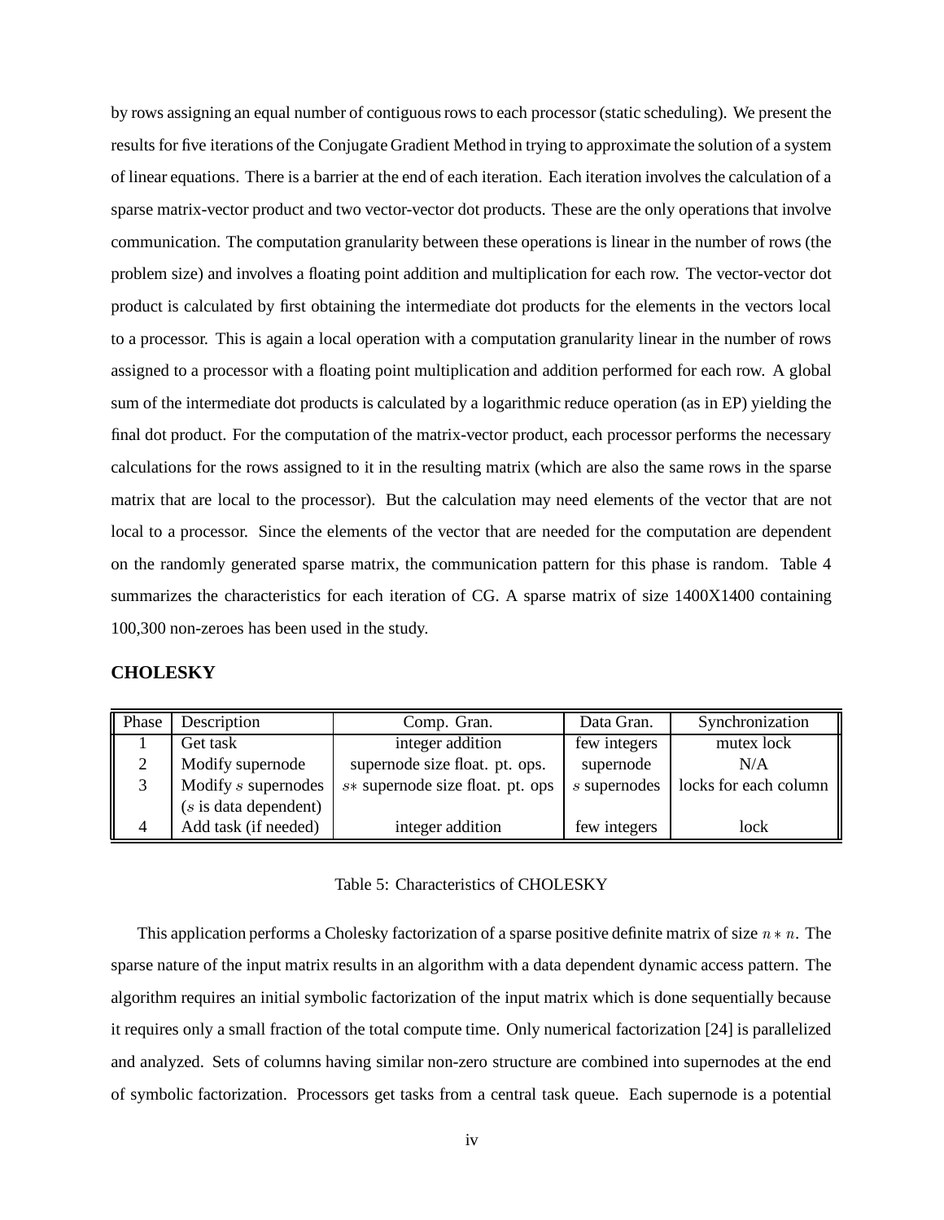by rows assigning an equal number of contiguous rows to each processor (static scheduling). We present the results for five iterations of the Conjugate Gradient Method in trying to approximate the solution of a system of linear equations. There is a barrier at the end of each iteration. Each iteration involves the calculation of a sparse matrix-vector product and two vector-vector dot products. These are the only operations that involve communication. The computation granularity between these operations is linear in the number of rows (the problem size) and involves a floating point addition and multiplication for each row. The vector-vector dot product is calculated by first obtaining the intermediate dot products for the elements in the vectors local to a processor. This is again a local operation with a computation granularity linear in the number of rows assigned to a processor with a floating point multiplication and addition performed for each row. A global sum of the intermediate dot products is calculated by a logarithmic reduce operation (as in EP) yielding the final dot product. For the computation of the matrix-vector product, each processor performs the necessary calculations for the rows assigned to it in the resulting matrix (which are also the same rows in the sparse matrix that are local to the processor). But the calculation may need elements of the vector that are not local to a processor. Since the elements of the vector that are needed for the computation are dependent on the randomly generated sparse matrix, the communication pattern for this phase is random. Table 4 summarizes the characteristics for each iteration of CG. A sparse matrix of size 1400X1400 containing 100,300 non-zeroes has been used in the study.

**CHOLESKY**

| Phase | Description | Comp. Gran. | Data Gran. | Synchronization |
|---|---|---|---|---|
| 1 | Get task | integer addition | few integers | mutex lock |
| 2 | Modify supernode | supernode size float. pt. ops. | supernode | N/A |
| 3 | Modify $s$ supernodes ($s$ is data dependent) | $s*$ supernode size float. pt. ops | $s$ supernodes | locks for each column |
| 4 | Add task (if needed) | integer addition | few integers | lock |

Table 5: Characteristics of CHOLESKY

This application performs a Cholesky factorization of a sparse positive definite matrix of size $n * n$. The sparse nature of the input matrix results in an algorithm with a data dependent dynamic access pattern. The algorithm requires an initial symbolic factorization of the input matrix which is done sequentially because it requires only a small fraction of the total compute time. Only numerical factorization [24] is parallelized and analyzed. Sets of columns having similar non-zero structure are combined into supernodes at the end of symbolic factorization. Processors get tasks from a central task queue. Each supernode is a potential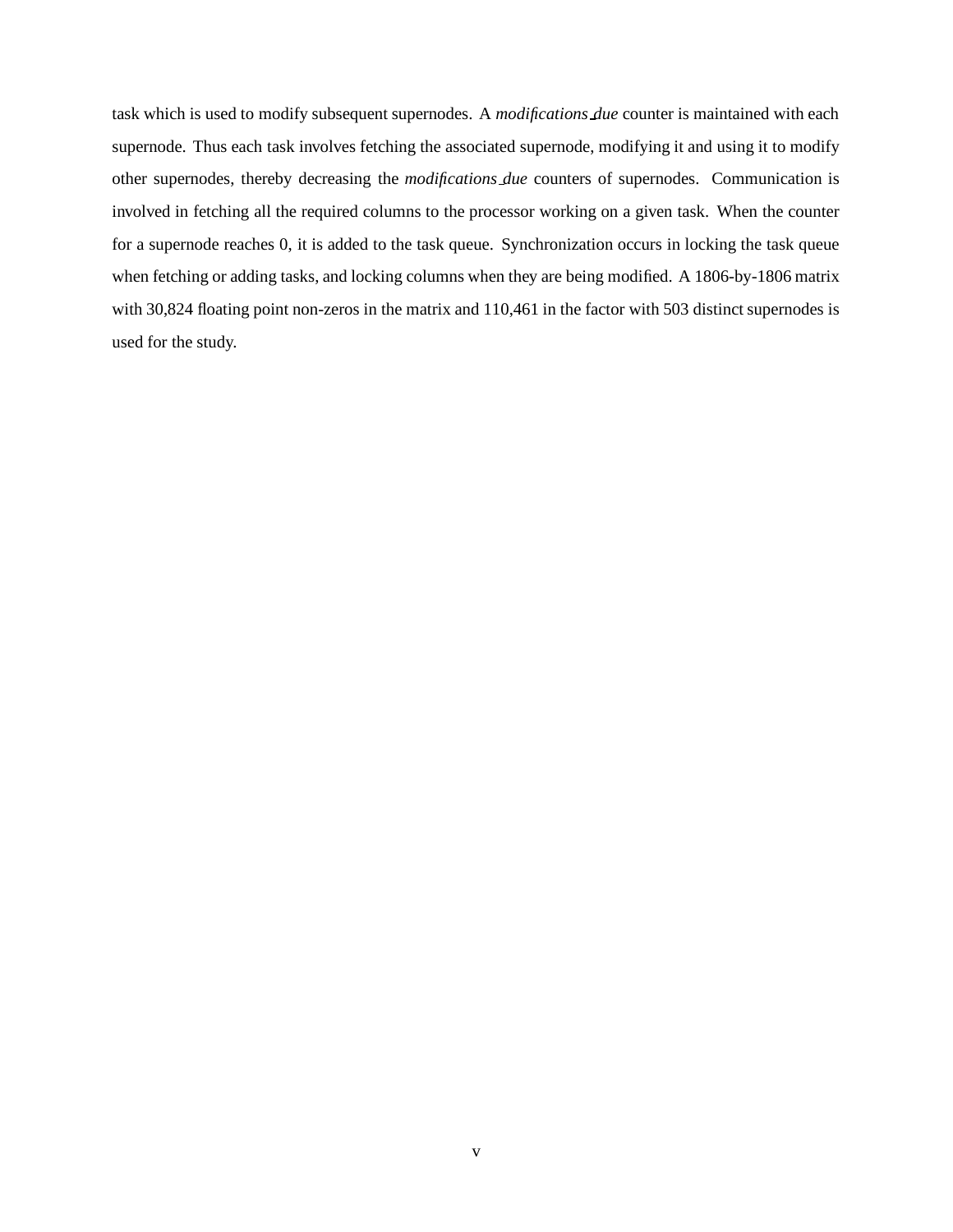task which is used to modify subsequent supernodes. A *modifications_due* counter is maintained with each supernode. Thus each task involves fetching the associated supernode, modifying it and using it to modify other supernodes, thereby decreasing the *modifications_due* counters of supernodes. Communication is involved in fetching all the required columns to the processor working on a given task. When the counter for a supernode reaches 0, it is added to the task queue. Synchronization occurs in locking the task queue when fetching or adding tasks, and locking columns when they are being modified. A 1806-by-1806 matrix with 30,824 floating point non-zeros in the matrix and 110,461 in the factor with 503 distinct supernodes is used for the study.